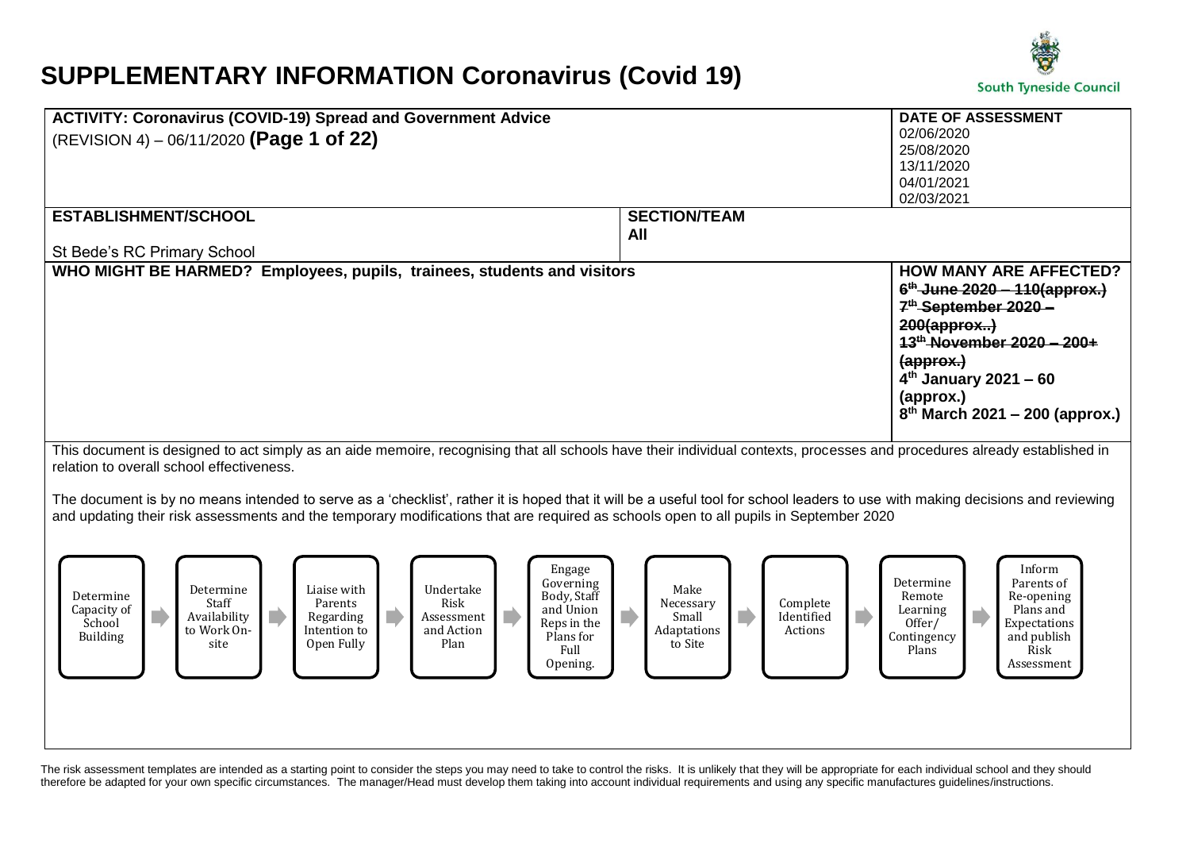# SUPPLEMENTARY INFORMATION Coronavirus (Covid 19)

South Tyneside Council

| **ACTIVITY: Coronavirus (COVID-19) Spread and Government Advice**<br>(REVISION 4) – 06/11/2020 **(Page 1 of 22)** | | **DATE OF ASSESSMENT**<br>02/06/2020<br>25/08/2020<br>13/11/2020<br>04/01/2021<br>02/03/2021 |
|---|---|---|
| **ESTABLISHMENT/SCHOOL**<br><br>St Bede's RC Primary School | **SECTION/TEAM**<br>**All** | |
| **WHO MIGHT BE HARMED? Employees, pupils, trainees, students and visitors** | | **HOW MANY ARE AFFECTED?**<br>~~**6th June 2020 – 110(approx.)**~~<br>~~**7th September 2020 – 200(approx..)**~~<br>~~**13th November 2020 – 200+ (approx.)**~~<br>**4th January 2021 – 60 (approx.)**<br>**8th March 2021 – 200 (approx.)** |

This document is designed to act simply as an aide memoire, recognising that all schools have their individual contexts, processes and procedures already established in relation to overall school effectiveness.

The document is by no means intended to serve as a 'checklist', rather it is hoped that it will be a useful tool for school leaders to use with making decisions and reviewing and updating their risk assessments and the temporary modifications that are required as schools open to all pupils in September 2020

Determine Capacity of School Building → Determine Staff Availability to Work On-site → Liaise with Parents Regarding Intention to Open Fully → Undertake Risk Assessment and Action Plan → Engage Governing Body, Staff and Union Reps in the Plans for Full Opening. → Make Necessary Small Adaptations to Site → Complete Identified Actions → Determine Remote Learning Offer/ Contingency Plans → Inform Parents of Re-opening Plans and Expectations and publish Risk Assessment

The risk assessment templates are intended as a starting point to consider the steps you may need to take to control the risks. It is unlikely that they will be appropriate for each individual school and they should therefore be adapted for your own specific circumstances. The manager/Head must develop them taking into account individual requirements and using any specific manufactures guidelines/instructions.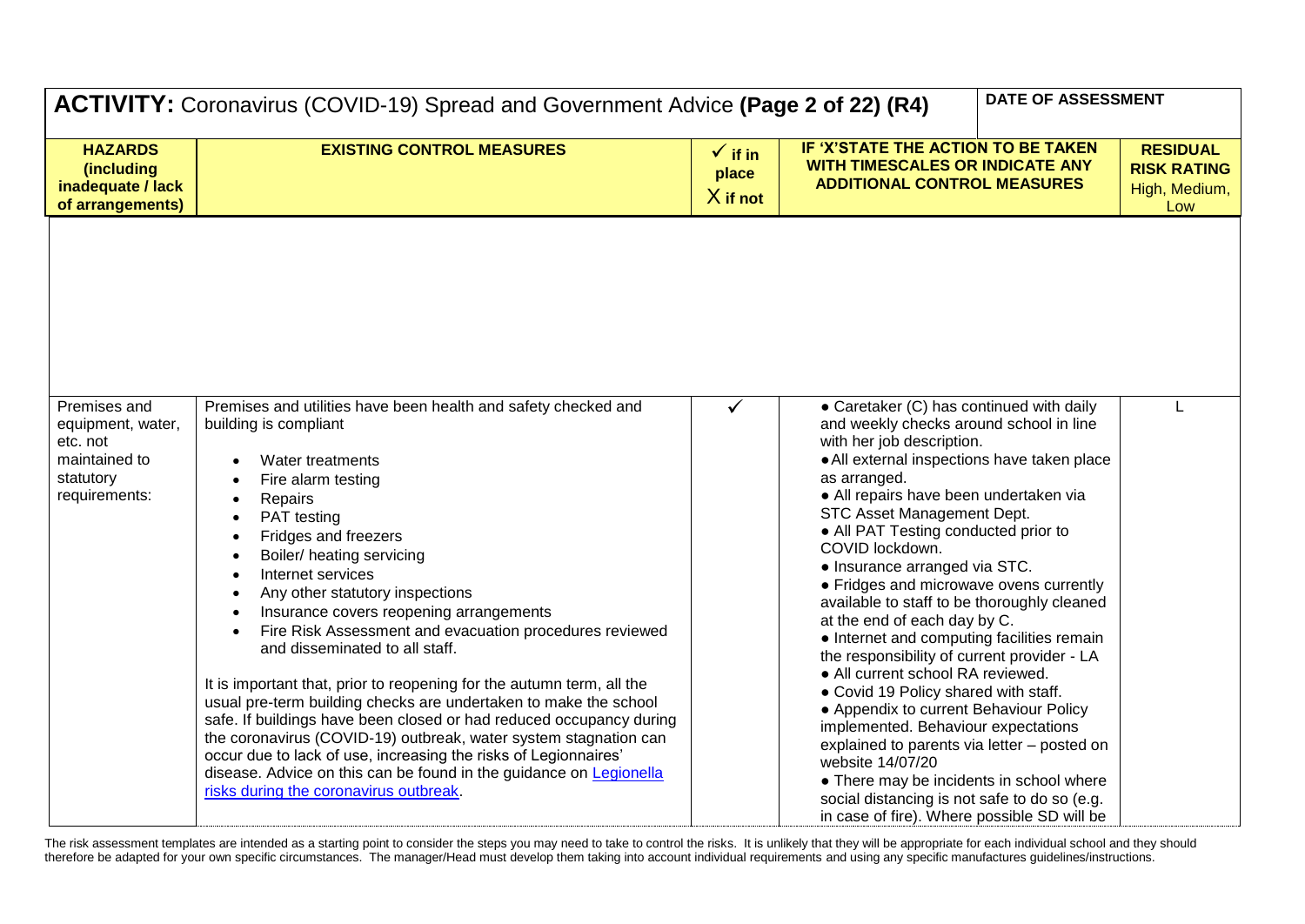| **ACTIVITY:** Coronavirus (COVID-19) Spread and Government Advice **(Page 2 of 22) (R4)** | | | **DATE OF ASSESSMENT** | |
|---|---|---|---|---|
| **HAZARDS (including inadequate / lack of arrangements)** | **EXISTING CONTROL MEASURES** | **✓ if in place X if not** | **IF 'X'STATE THE ACTION TO BE TAKEN WITH TIMESCALES OR INDICATE ANY ADDITIONAL CONTROL MEASURES** | **RESIDUAL RISK RATING** High, Medium, Low |
| | | | | |
| Premises and equipment, water, etc. not maintained to statutory requirements: | Premises and utilities have been health and safety checked and building is compliant<br>• Water treatments<br>• Fire alarm testing<br>• Repairs<br>• PAT testing<br>• Fridges and freezers<br>• Boiler/ heating servicing<br>• Internet services<br>• Any other statutory inspections<br>• Insurance covers reopening arrangements<br>• Fire Risk Assessment and evacuation procedures reviewed and disseminated to all staff.<br><br>It is important that, prior to reopening for the autumn term, all the usual pre-term building checks are undertaken to make the school safe. If buildings have been closed or had reduced occupancy during the coronavirus (COVID-19) outbreak, water system stagnation can occur due to lack of use, increasing the risks of Legionnaires' disease. Advice on this can be found in the guidance on Legionella risks during the coronavirus outbreak. | ✓ | • Caretaker (C) has continued with daily and weekly checks around school in line with her job description.<br>• All external inspections have taken place as arranged.<br>• All repairs have been undertaken via STC Asset Management Dept.<br>• All PAT Testing conducted prior to COVID lockdown.<br>• Insurance arranged via STC.<br>• Fridges and microwave ovens currently available to staff to be thoroughly cleaned at the end of each day by C.<br>• Internet and computing facilities remain the responsibility of current provider - LA<br>• All current school RA reviewed.<br>• Covid 19 Policy shared with staff.<br>• Appendix to current Behaviour Policy implemented. Behaviour expectations explained to parents via letter – posted on website 14/07/20<br>• There may be incidents in school where social distancing is not safe to do so (e.g. in case of fire). Where possible SD will be | L |

The risk assessment templates are intended as a starting point to consider the steps you may need to take to control the risks. It is unlikely that they will be appropriate for each individual school and they should therefore be adapted for your own specific circumstances. The manager/Head must develop them taking into account individual requirements and using any specific manufactures guidelines/instructions.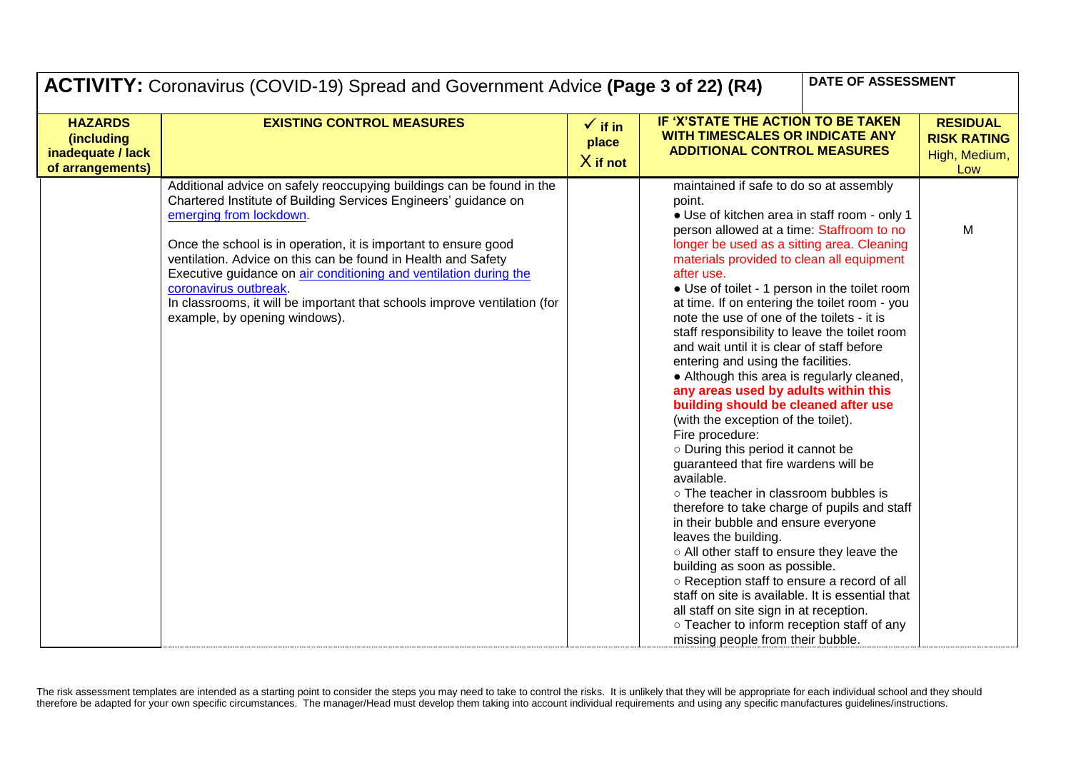## ACTIVITY: Coronavirus (COVID-19) Spread and Government Advice **(Page 3 of 22) (R4)**

**DATE OF ASSESSMENT**

| **HAZARDS (including inadequate / lack of arrangements)** | **EXISTING CONTROL MEASURES** | **✓ if in place X if not** | **IF 'X'STATE THE ACTION TO BE TAKEN WITH TIMESCALES OR INDICATE ANY ADDITIONAL CONTROL MEASURES** | **RESIDUAL RISK RATING** High, Medium, Low |
|---|---|---|---|---|
| | Additional advice on safely reoccupying buildings can be found in the Chartered Institute of Building Services Engineers' guidance on emerging from lockdown.<br><br>Once the school is in operation, it is important to ensure good ventilation. Advice on this can be found in Health and Safety Executive guidance on air conditioning and ventilation during the coronavirus outbreak.<br>In classrooms, it will be important that schools improve ventilation (for example, by opening windows). | | maintained if safe to do so at assembly point.<br>• Use of kitchen area in staff room - only 1 person allowed at a time: Staffroom to no longer be used as a sitting area. Cleaning materials provided to clean all equipment after use.<br>• Use of toilet - 1 person in the toilet room at time. If on entering the toilet room - you note the use of one of the toilets - it is staff responsibility to leave the toilet room and wait until it is clear of staff before entering and using the facilities.<br>• Although this area is regularly cleaned, **any areas used by adults within this building should be cleaned after use** (with the exception of the toilet).<br>Fire procedure:<br>○ During this period it cannot be guaranteed that fire wardens will be available.<br>○ The teacher in classroom bubbles is therefore to take charge of pupils and staff in their bubble and ensure everyone leaves the building.<br>○ All other staff to ensure they leave the building as soon as possible.<br>○ Reception staff to ensure a record of all staff on site is available. It is essential that all staff on site sign in at reception.<br>○ Teacher to inform reception staff of any missing people from their bubble. | M |

The risk assessment templates are intended as a starting point to consider the steps you may need to take to control the risks. It is unlikely that they will be appropriate for each individual school and they should therefore be adapted for your own specific circumstances. The manager/Head must develop them taking into account individual requirements and using any specific manufactures guidelines/instructions.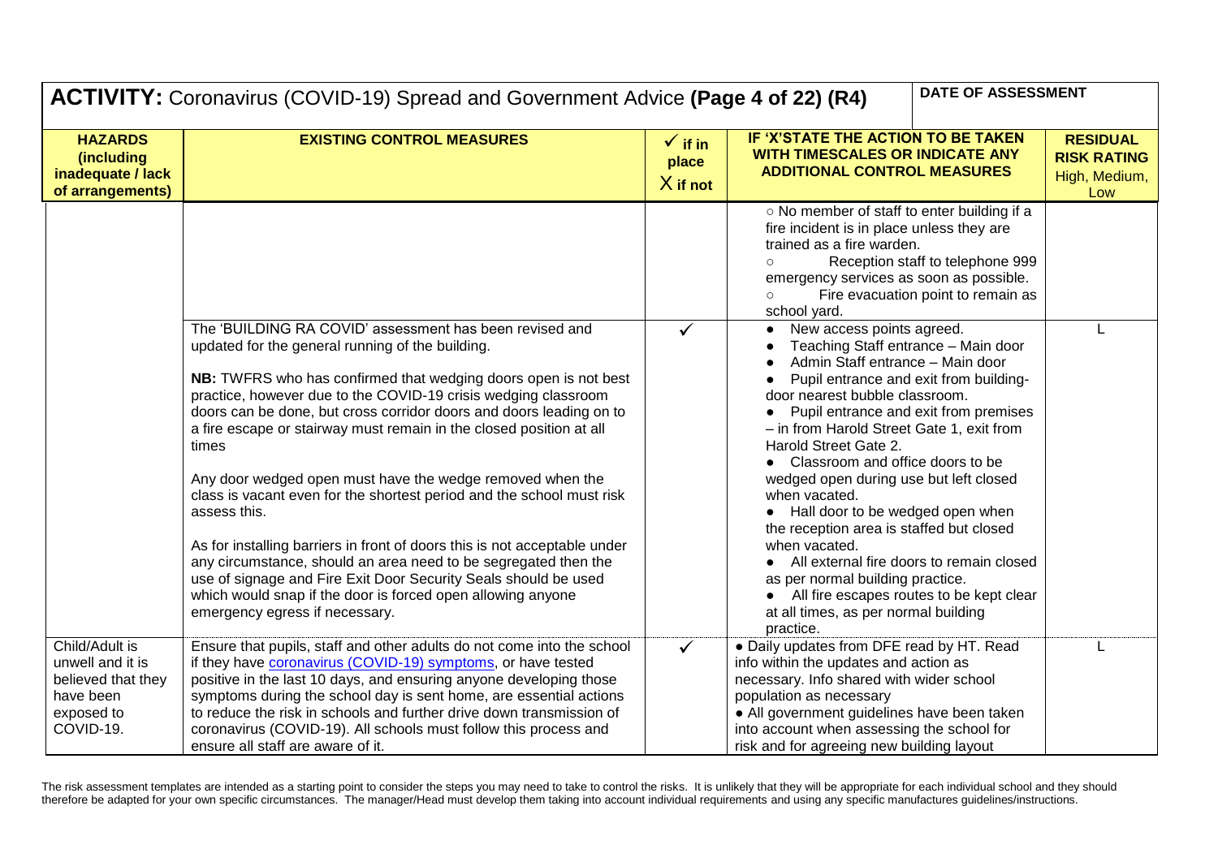## ACTIVITY: Coronavirus (COVID-19) Spread and Government Advice **(Page 4 of 22) (R4)**

**DATE OF ASSESSMENT**

| HAZARDS (including inadequate / lack of arrangements) | EXISTING CONTROL MEASURES | ✓ if in place X if not | IF 'X'STATE THE ACTION TO BE TAKEN WITH TIMESCALES OR INDICATE ANY ADDITIONAL CONTROL MEASURES | RESIDUAL RISK RATING High, Medium, Low |
|---|---|---|---|---|
| | | | ○ No member of staff to enter building if a fire incident is in place unless they are trained as a fire warden.<br>○ Reception staff to telephone 999 emergency services as soon as possible.<br>○ Fire evacuation point to remain as school yard. | |
| | The 'BUILDING RA COVID' assessment has been revised and updated for the general running of the building.<br><br>**NB:** TWFRS who has confirmed that wedging doors open is not best practice, however due to the COVID-19 crisis wedging classroom doors can be done, but cross corridor doors and doors leading on to a fire escape or stairway must remain in the closed position at all times<br><br>Any door wedged open must have the wedge removed when the class is vacant even for the shortest period and the school must risk assess this.<br><br>As for installing barriers in front of doors this is not acceptable under any circumstance, should an area need to be segregated then the use of signage and Fire Exit Door Security Seals should be used which would snap if the door is forced open allowing anyone emergency egress if necessary. | ✓ | • New access points agreed.<br>• Teaching Staff entrance – Main door<br>• Admin Staff entrance – Main door<br>• Pupil entrance and exit from building- door nearest bubble classroom.<br>• Pupil entrance and exit from premises – in from Harold Street Gate 1, exit from Harold Street Gate 2.<br>• Classroom and office doors to be wedged open during use but left closed when vacated.<br>• Hall door to be wedged open when the reception area is staffed but closed when vacated.<br>• All external fire doors to remain closed as per normal building practice.<br>• All fire escapes routes to be kept clear at all times, as per normal building practice. | L |
| Child/Adult is unwell and it is believed that they have been exposed to COVID-19. | Ensure that pupils, staff and other adults do not come into the school if they have coronavirus (COVID-19) symptoms, or have tested positive in the last 10 days, and ensuring anyone developing those symptoms during the school day is sent home, are essential actions to reduce the risk in schools and further drive down transmission of coronavirus (COVID-19). All schools must follow this process and ensure all staff are aware of it. | ✓ | • Daily updates from DFE read by HT. Read info within the updates and action as necessary. Info shared with wider school population as necessary<br>• All government guidelines have been taken into account when assessing the school for risk and for agreeing new building layout | L |

The risk assessment templates are intended as a starting point to consider the steps you may need to take to control the risks. It is unlikely that they will be appropriate for each individual school and they should therefore be adapted for your own specific circumstances. The manager/Head must develop them taking into account individual requirements and using any specific manufactures guidelines/instructions.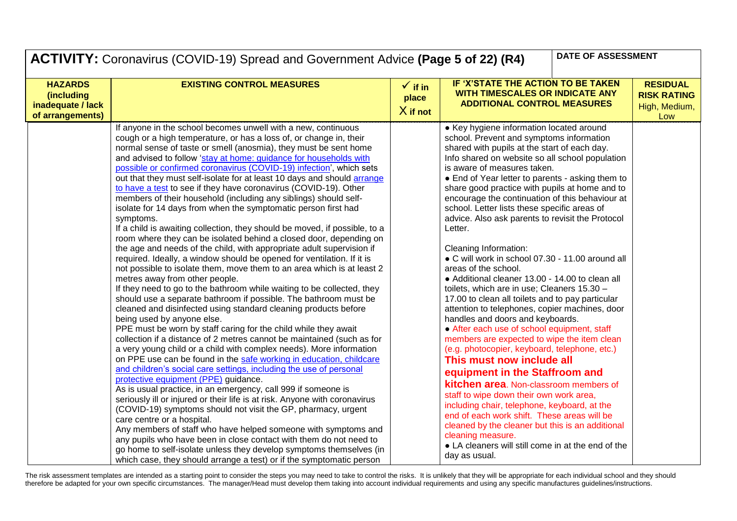| **ACTIVITY:** Coronavirus (COVID-19) Spread and Government Advice **(Page 5 of 22) (R4)** | | | | **DATE OF ASSESSMENT** |
|---|---|---|---|---|
| **HAZARDS (including inadequate / lack of arrangements)** | **EXISTING CONTROL MEASURES** | **✓ if in place X if not** | **IF 'X'STATE THE ACTION TO BE TAKEN WITH TIMESCALES OR INDICATE ANY ADDITIONAL CONTROL MEASURES** | **RESIDUAL RISK RATING** High, Medium, Low |
| | If anyone in the school becomes unwell with a new, continuous cough or a high temperature, or has a loss of, or change in, their normal sense of taste or smell (anosmia), they must be sent home and advised to follow 'stay at home: guidance for households with possible or confirmed coronavirus (COVID-19) infection', which sets out that they must self-isolate for at least 10 days and should arrange to have a test to see if they have coronavirus (COVID-19). Other members of their household (including any siblings) should self-isolate for 14 days from when the symptomatic person first had symptoms.<br>If a child is awaiting collection, they should be moved, if possible, to a room where they can be isolated behind a closed door, depending on the age and needs of the child, with appropriate adult supervision if required. Ideally, a window should be opened for ventilation. If it is not possible to isolate them, move them to an area which is at least 2 metres away from other people.<br>If they need to go to the bathroom while waiting to be collected, they should use a separate bathroom if possible. The bathroom must be cleaned and disinfected using standard cleaning products before being used by anyone else.<br>PPE must be worn by staff caring for the child while they await collection if a distance of 2 metres cannot be maintained (such as for a very young child or a child with complex needs). More information on PPE use can be found in the safe working in education, childcare and children's social care settings, including the use of personal protective equipment (PPE) guidance.<br>As is usual practice, in an emergency, call 999 if someone is seriously ill or injured or their life is at risk. Anyone with coronavirus (COVID-19) symptoms should not visit the GP, pharmacy, urgent care centre or a hospital.<br>Any members of staff who have helped someone with symptoms and any pupils who have been in close contact with them do not need to go home to self-isolate unless they develop symptoms themselves (in which case, they should arrange a test) or if the symptomatic person | | • Key hygiene information located around school. Prevent and symptoms information shared with pupils at the start of each day. Info shared on website so all school population is aware of measures taken.<br>• End of Year letter to parents - asking them to share good practice with pupils at home and to encourage the continuation of this behaviour at school. Letter lists these specific areas of advice. Also ask parents to revisit the Protocol Letter.<br><br>Cleaning Information:<br>• C will work in school 07.30 - 11.00 around all areas of the school.<br>• Additional cleaner 13.00 - 14.00 to clean all toilets, which are in use; Cleaners 15.30 – 17.00 to clean all toilets and to pay particular attention to telephones, copier machines, door handles and doors and keyboards.<br>• After each use of school equipment, staff members are expected to wipe the item clean (e.g. photocopier, keyboard, telephone, etc.) **This must now include all equipment in the Staffroom and kitchen area**. Non-classroom members of staff to wipe down their own work area, including chair, telephone, keyboard, at the end of each work shift. These areas will be cleaned by the cleaner but this is an additional cleaning measure.<br>• LA cleaners will still come in at the end of the day as usual. | |

The risk assessment templates are intended as a starting point to consider the steps you may need to take to control the risks. It is unlikely that they will be appropriate for each individual school and they should therefore be adapted for your own specific circumstances. The manager/Head must develop them taking into account individual requirements and using any specific manufactures guidelines/instructions.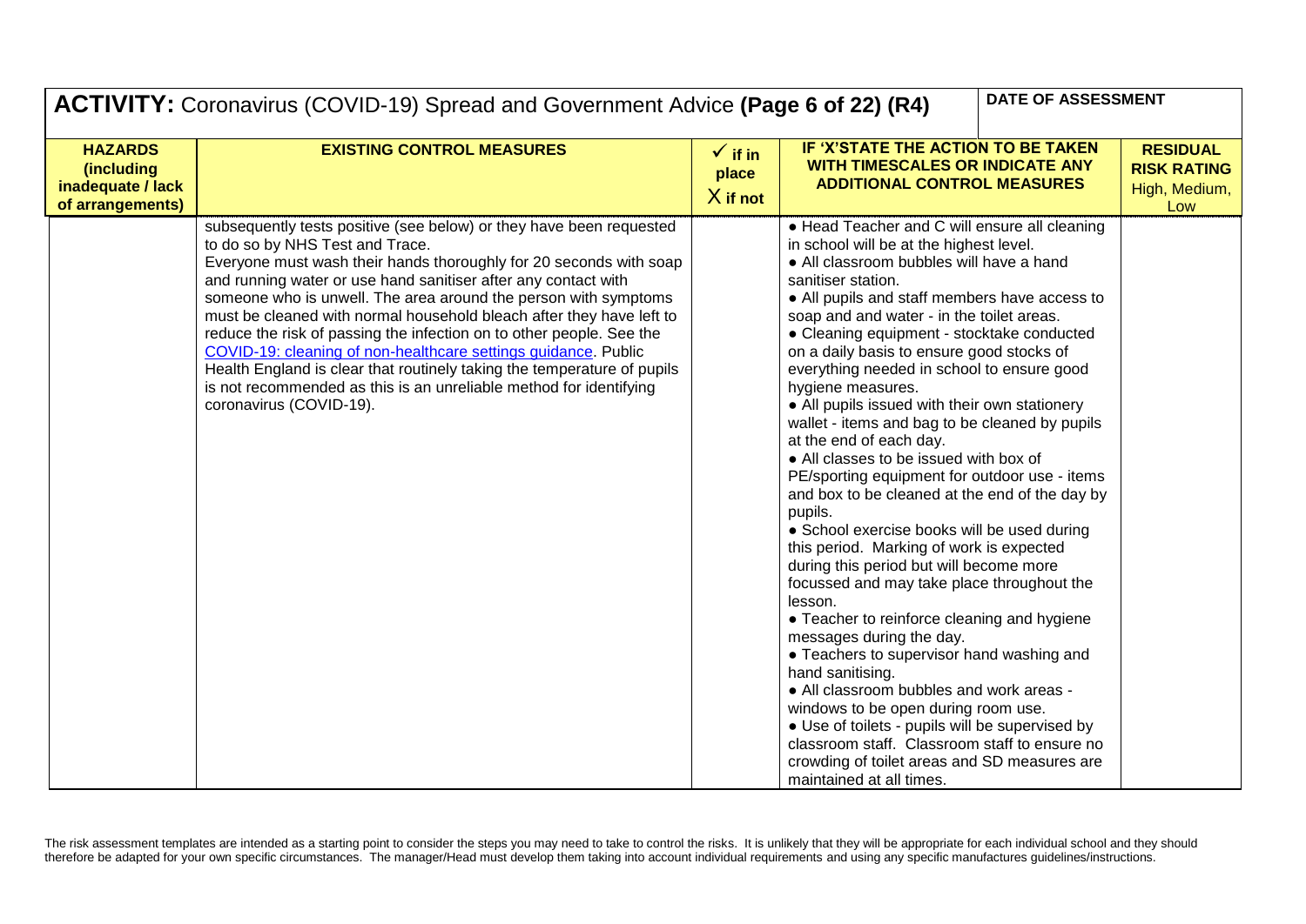## ACTIVITY: Coronavirus (COVID-19) Spread and Government Advice **(Page 6 of 22) (R4)**

| HAZARDS (including inadequate / lack of arrangements) | EXISTING CONTROL MEASURES | ✓ if in place X if not | IF 'X'STATE THE ACTION TO BE TAKEN WITH TIMESCALES OR INDICATE ANY ADDITIONAL CONTROL MEASURES | DATE OF ASSESSMENT | RESIDUAL RISK RATING High, Medium, Low |
|---|---|---|---|---|---|
| | subsequently tests positive (see below) or they have been requested to do so by NHS Test and Trace.<br>Everyone must wash their hands thoroughly for 20 seconds with soap and running water or use hand sanitiser after any contact with someone who is unwell. The area around the person with symptoms must be cleaned with normal household bleach after they have left to reduce the risk of passing the infection on to other people. See the COVID-19: cleaning of non-healthcare settings guidance. Public Health England is clear that routinely taking the temperature of pupils is not recommended as this is an unreliable method for identifying coronavirus (COVID-19). | | • Head Teacher and C will ensure all cleaning in school will be at the highest level.<br>• All classroom bubbles will have a hand sanitiser station.<br>• All pupils and staff members have access to soap and and water - in the toilet areas.<br>• Cleaning equipment - stocktake conducted on a daily basis to ensure good stocks of everything needed in school to ensure good hygiene measures.<br>• All pupils issued with their own stationery wallet - items and bag to be cleaned by pupils at the end of each day.<br>• All classes to be issued with box of PE/sporting equipment for outdoor use - items and box to be cleaned at the end of the day by pupils.<br>• School exercise books will be used during this period. Marking of work is expected during this period but will become more focussed and may take place throughout the lesson.<br>• Teacher to reinforce cleaning and hygiene messages during the day.<br>• Teachers to supervisor hand washing and hand sanitising.<br>• All classroom bubbles and work areas - windows to be open during room use.<br>• Use of toilets - pupils will be supervised by classroom staff. Classroom staff to ensure no crowding of toilet areas and SD measures are maintained at all times. | | |

The risk assessment templates are intended as a starting point to consider the steps you may need to take to control the risks. It is unlikely that they will be appropriate for each individual school and they should therefore be adapted for your own specific circumstances. The manager/Head must develop them taking into account individual requirements and using any specific manufactures guidelines/instructions.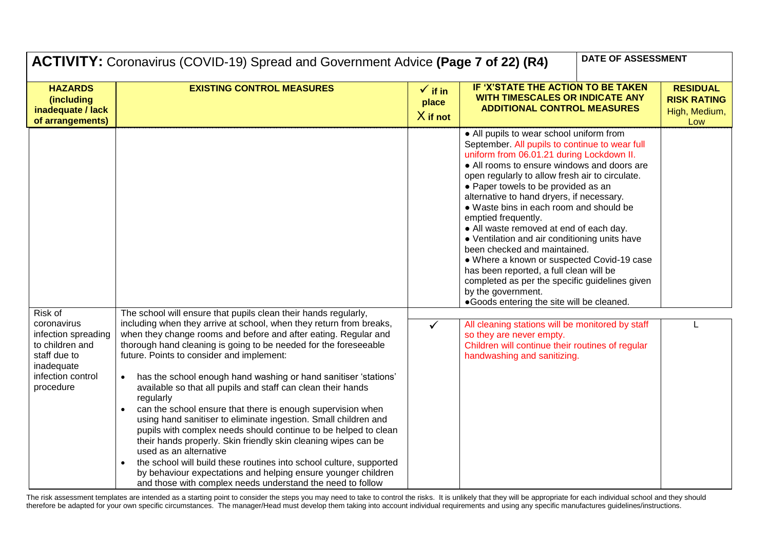**ACTIVITY:** Coronavirus (COVID-19) Spread and Government Advice **(Page 7 of 22) (R4)**

| HAZARDS (including inadequate / lack of arrangements) | EXISTING CONTROL MEASURES | ✓ if in place X if not | IF 'X'STATE THE ACTION TO BE TAKEN WITH TIMESCALES OR INDICATE ANY ADDITIONAL CONTROL MEASURES | RESIDUAL RISK RATING High, Medium, Low |
|---|---|---|---|---|
| | | | • All pupils to wear school uniform from September. All pupils to continue to wear full uniform from 06.01.21 during Lockdown II.<br>• All rooms to ensure windows and doors are open regularly to allow fresh air to circulate.<br>• Paper towels to be provided as an alternative to hand dryers, if necessary.<br>• Waste bins in each room and should be emptied frequently.<br>• All waste removed at end of each day.<br>• Ventilation and air conditioning units have been checked and maintained.<br>• Where a known or suspected Covid-19 case has been reported, a full clean will be completed as per the specific guidelines given by the government.<br>• Goods entering the site will be cleaned. | |
| Risk of coronavirus infection spreading to children and staff due to inadequate infection control procedure | The school will ensure that pupils clean their hands regularly, including when they arrive at school, when they return from breaks, when they change rooms and before and after eating. Regular and thorough hand cleaning is going to be needed for the foreseeable future. Points to consider and implement:<br>• has the school enough hand washing or hand sanitiser 'stations' available so that all pupils and staff can clean their hands regularly<br>• can the school ensure that there is enough supervision when using hand sanitiser to eliminate ingestion. Small children and pupils with complex needs should continue to be helped to clean their hands properly. Skin friendly skin cleaning wipes can be used as an alternative<br>• the school will build these routines into school culture, supported by behaviour expectations and helping ensure younger children and those with complex needs understand the need to follow | ✓ | All cleaning stations will be monitored by staff so they are never empty.<br>Children will continue their routines of regular handwashing and sanitizing. | L |

The risk assessment templates are intended as a starting point to consider the steps you may need to take to control the risks. It is unlikely that they will be appropriate for each individual school and they should therefore be adapted for your own specific circumstances. The manager/Head must develop them taking into account individual requirements and using any specific manufactures guidelines/instructions.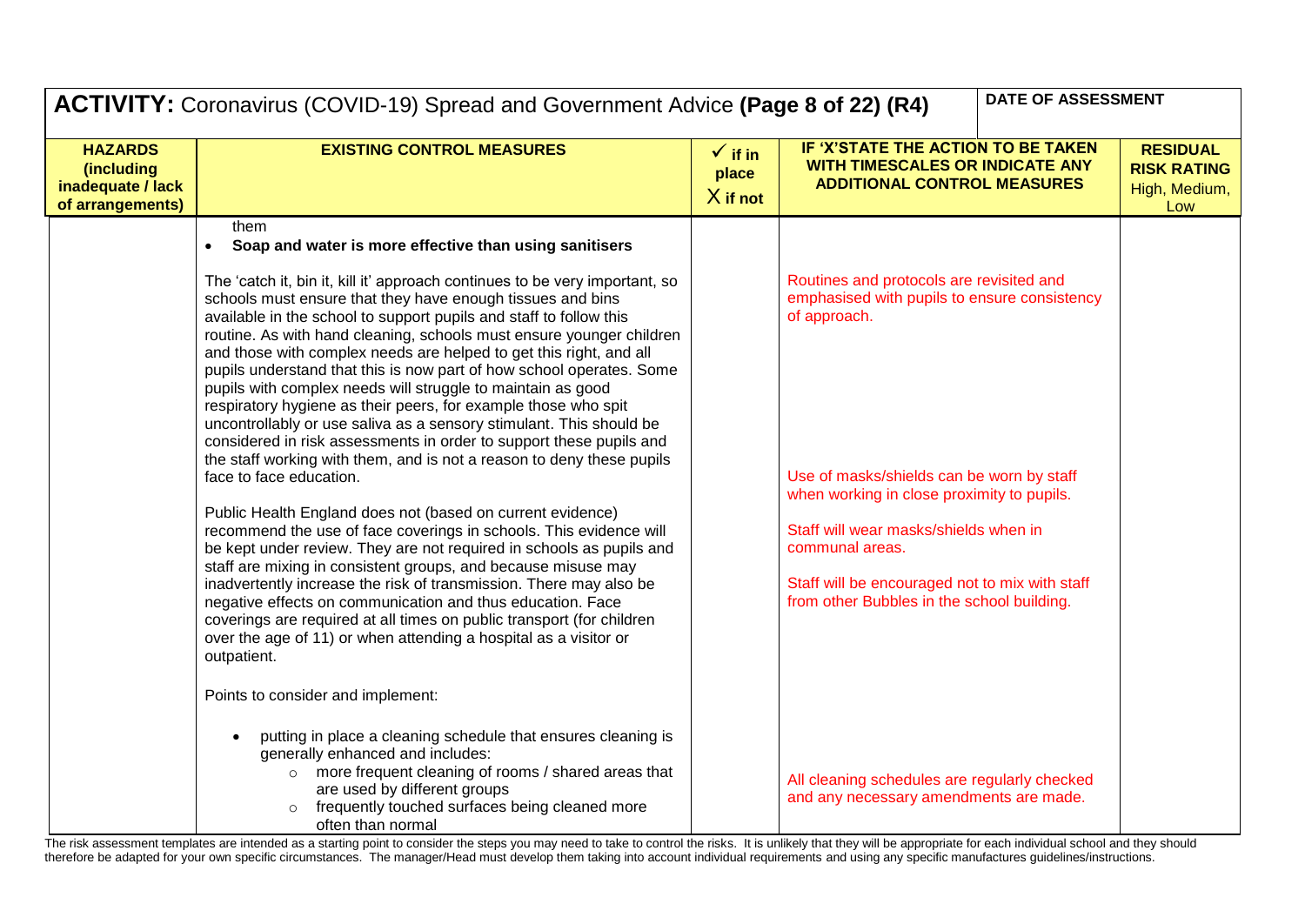## ACTIVITY: Coronavirus (COVID-19) Spread and Government Advice (Page 8 of 22) (R4)

| HAZARDS (including inadequate / lack of arrangements) | EXISTING CONTROL MEASURES | ✓ if in place X if not | IF 'X'STATE THE ACTION TO BE TAKEN WITH TIMESCALES OR INDICATE ANY ADDITIONAL CONTROL MEASURES | RESIDUAL RISK RATING High, Medium, Low |
|---|---|---|---|---|
| | them<br>• **Soap and water is more effective than using sanitisers**<br><br>The 'catch it, bin it, kill it' approach continues to be very important, so schools must ensure that they have enough tissues and bins available in the school to support pupils and staff to follow this routine. As with hand cleaning, schools must ensure younger children and those with complex needs are helped to get this right, and all pupils understand that this is now part of how school operates. Some pupils with complex needs will struggle to maintain as good respiratory hygiene as their peers, for example those who spit uncontrollably or use saliva as a sensory stimulant. This should be considered in risk assessments in order to support these pupils and the staff working with them, and is not a reason to deny these pupils face to face education.<br><br>Public Health England does not (based on current evidence) recommend the use of face coverings in schools. This evidence will be kept under review. They are not required in schools as pupils and staff are mixing in consistent groups, and because misuse may inadvertently increase the risk of transmission. There may also be negative effects on communication and thus education. Face coverings are required at all times on public transport (for children over the age of 11) or when attending a hospital as a visitor or outpatient.<br><br>Points to consider and implement:<br><br>• putting in place a cleaning schedule that ensures cleaning is generally enhanced and includes:<br>&nbsp;&nbsp;&nbsp;&nbsp;○ more frequent cleaning of rooms / shared areas that are used by different groups<br>&nbsp;&nbsp;&nbsp;&nbsp;○ frequently touched surfaces being cleaned more often than normal | | Routines and protocols are revisited and emphasised with pupils to ensure consistency of approach.<br><br>Use of masks/shields can be worn by staff when working in close proximity to pupils.<br><br>Staff will wear masks/shields when in communal areas.<br><br>Staff will be encouraged not to mix with staff from other Bubbles in the school building.<br><br>All cleaning schedules are regularly checked and any necessary amendments are made. | |

The risk assessment templates are intended as a starting point to consider the steps you may need to take to control the risks. It is unlikely that they will be appropriate for each individual school and they should therefore be adapted for your own specific circumstances. The manager/Head must develop them taking into account individual requirements and using any specific manufactures guidelines/instructions.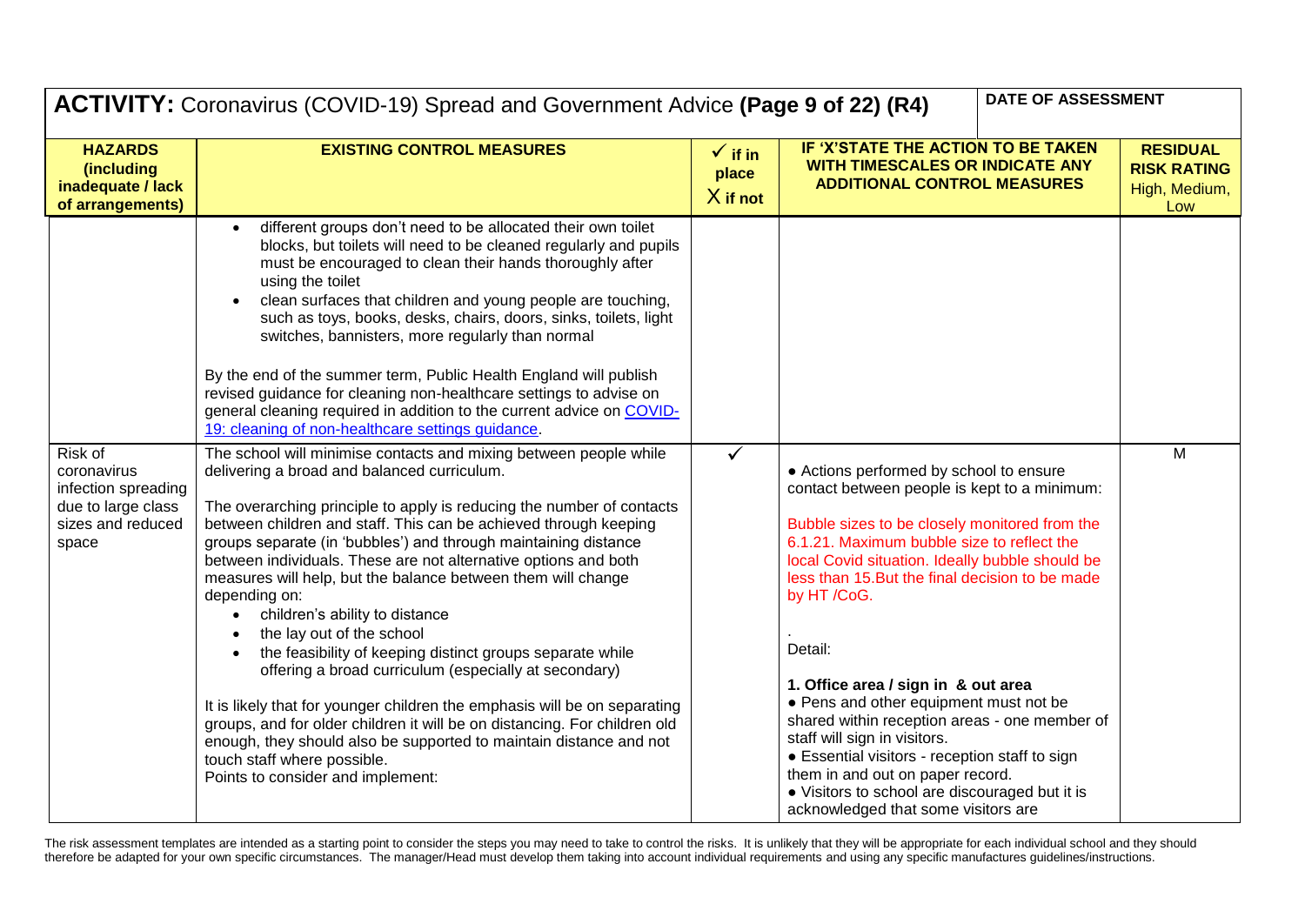## ACTIVITY: Coronavirus (COVID-19) Spread and Government Advice **(Page 9 of 22) (R4)**

| DATE OF ASSESSMENT |
|---|
| |

| HAZARDS (including inadequate / lack of arrangements) | EXISTING CONTROL MEASURES | ✓ if in place X if not | IF 'X'STATE THE ACTION TO BE TAKEN WITH TIMESCALES OR INDICATE ANY ADDITIONAL CONTROL MEASURES | RESIDUAL RISK RATING High, Medium, Low |
|---|---|---|---|---|
| | • different groups don't need to be allocated their own toilet blocks, but toilets will need to be cleaned regularly and pupils must be encouraged to clean their hands thoroughly after using the toilet<br>• clean surfaces that children and young people are touching, such as toys, books, desks, chairs, doors, sinks, toilets, light switches, bannisters, more regularly than normal<br><br>By the end of the summer term, Public Health England will publish revised guidance for cleaning non-healthcare settings to advise on general cleaning required in addition to the current advice on [COVID-19: cleaning of non-healthcare settings guidance](). | | | |
| Risk of coronavirus infection spreading due to large class sizes and reduced space | The school will minimise contacts and mixing between people while delivering a broad and balanced curriculum.<br><br>The overarching principle to apply is reducing the number of contacts between children and staff. This can be achieved through keeping groups separate (in 'bubbles') and through maintaining distance between individuals. These are not alternative options and both measures will help, but the balance between them will change depending on:<br>• children's ability to distance<br>• the lay out of the school<br>• the feasibility of keeping distinct groups separate while offering a broad curriculum (especially at secondary)<br><br>It is likely that for younger children the emphasis will be on separating groups, and for older children it will be on distancing. For children old enough, they should also be supported to maintain distance and not touch staff where possible.<br>Points to consider and implement: | ✓ | • Actions performed by school to ensure contact between people is kept to a minimum:<br><br>Bubble sizes to be closely monitored from the 6.1.21. Maximum bubble size to reflect the local Covid situation. Ideally bubble should be less than 15.But the final decision to be made by HT /CoG.<br><br>.<br>Detail:<br><br>**1. Office area / sign in & out area**<br>• Pens and other equipment must not be shared within reception areas - one member of staff will sign in visitors.<br>• Essential visitors - reception staff to sign them in and out on paper record.<br>• Visitors to school are discouraged but it is acknowledged that some visitors are | M |

The risk assessment templates are intended as a starting point to consider the steps you may need to take to control the risks. It is unlikely that they will be appropriate for each individual school and they should therefore be adapted for your own specific circumstances. The manager/Head must develop them taking into account individual requirements and using any specific manufactures guidelines/instructions.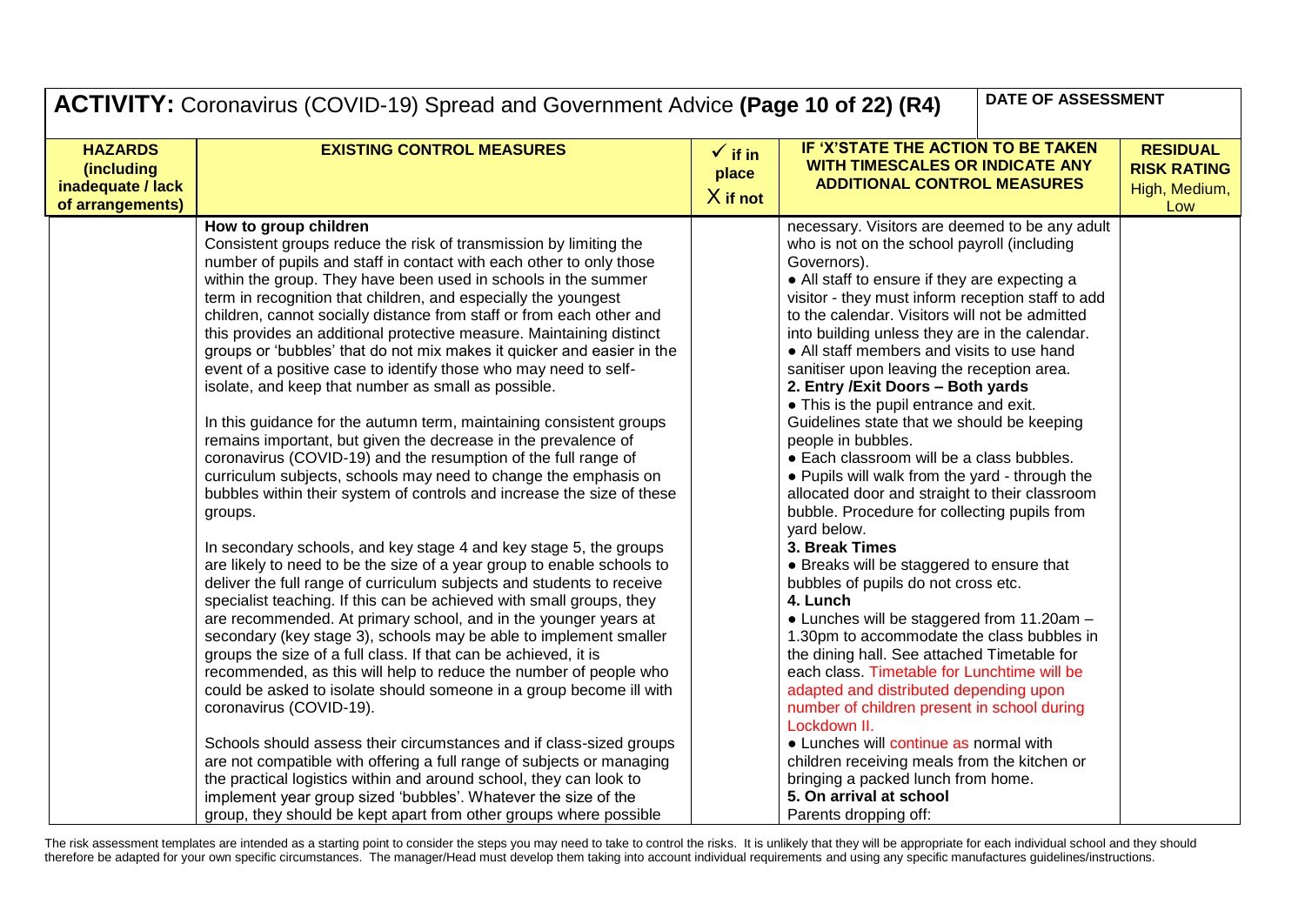## ACTIVITY: Coronavirus (COVID-19) Spread and Government Advice **(Page 10 of 22) (R4)**

| DATE OF ASSESSMENT |
|---|
| |

| HAZARDS (including inadequate / lack of arrangements) | EXISTING CONTROL MEASURES | ✓ if in place X if not | IF 'X'STATE THE ACTION TO BE TAKEN WITH TIMESCALES OR INDICATE ANY ADDITIONAL CONTROL MEASURES | RESIDUAL RISK RATING High, Medium, Low |
|---|---|---|---|---|
| | **How to group children**<br>Consistent groups reduce the risk of transmission by limiting the number of pupils and staff in contact with each other to only those within the group. They have been used in schools in the summer term in recognition that children, and especially the youngest children, cannot socially distance from staff or from each other and this provides an additional protective measure. Maintaining distinct groups or 'bubbles' that do not mix makes it quicker and easier in the event of a positive case to identify those who may need to self-isolate, and keep that number as small as possible.<br><br>In this guidance for the autumn term, maintaining consistent groups remains important, but given the decrease in the prevalence of coronavirus (COVID-19) and the resumption of the full range of curriculum subjects, schools may need to change the emphasis on bubbles within their system of controls and increase the size of these groups.<br><br>In secondary schools, and key stage 4 and key stage 5, the groups are likely to need to be the size of a year group to enable schools to deliver the full range of curriculum subjects and students to receive specialist teaching. If this can be achieved with small groups, they are recommended. At primary school, and in the younger years at secondary (key stage 3), schools may be able to implement smaller groups the size of a full class. If that can be achieved, it is recommended, as this will help to reduce the number of people who could be asked to isolate should someone in a group become ill with coronavirus (COVID-19).<br><br>Schools should assess their circumstances and if class-sized groups are not compatible with offering a full range of subjects or managing the practical logistics within and around school, they can look to implement year group sized 'bubbles'. Whatever the size of the group, they should be kept apart from other groups where possible | | necessary. Visitors are deemed to be any adult who is not on the school payroll (including Governors).<br>• All staff to ensure if they are expecting a visitor - they must inform reception staff to add to the calendar. Visitors will not be admitted into building unless they are in the calendar.<br>• All staff members and visits to use hand sanitiser upon leaving the reception area.<br>**2. Entry /Exit Doors – Both yards**<br>• This is the pupil entrance and exit. Guidelines state that we should be keeping people in bubbles.<br>• Each classroom will be a class bubbles.<br>• Pupils will walk from the yard - through the allocated door and straight to their classroom bubble. Procedure for collecting pupils from yard below.<br>**3. Break Times**<br>• Breaks will be staggered to ensure that bubbles of pupils do not cross etc.<br>**4. Lunch**<br>• Lunches will be staggered from 11.20am – 1.30pm to accommodate the class bubbles in the dining hall. See attached Timetable for each class. Timetable for Lunchtime will be adapted and distributed depending upon number of children present in school during Lockdown II.<br>• Lunches will continue as normal with children receiving meals from the kitchen or bringing a packed lunch from home.<br>**5. On arrival at school**<br>Parents dropping off: | |

The risk assessment templates are intended as a starting point to consider the steps you may need to take to control the risks. It is unlikely that they will be appropriate for each individual school and they should therefore be adapted for your own specific circumstances. The manager/Head must develop them taking into account individual requirements and using any specific manufactures guidelines/instructions.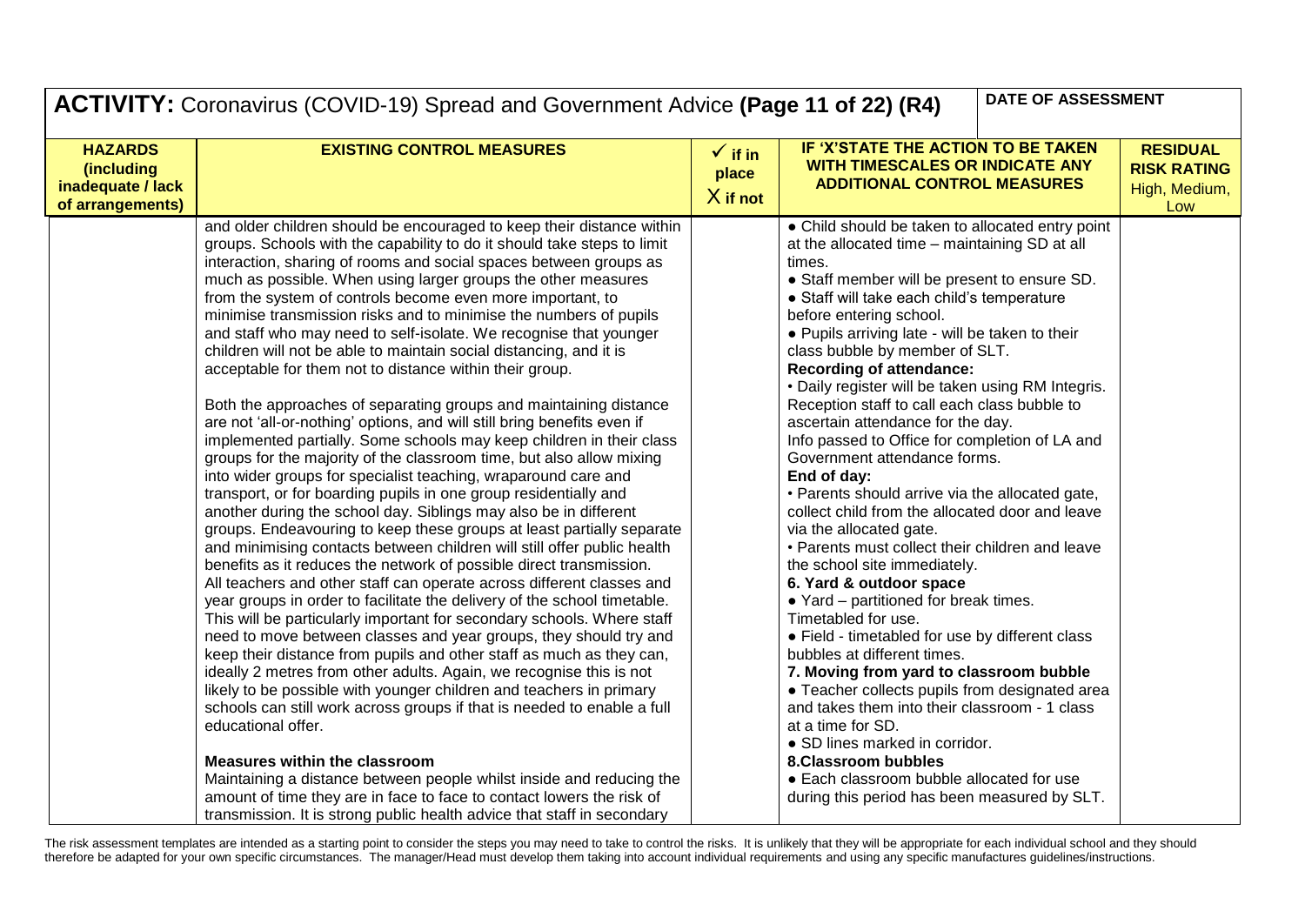## ACTIVITY: Coronavirus (COVID-19) Spread and Government Advice **(Page 11 of 22) (R4)**

**DATE OF ASSESSMENT**

| **HAZARDS (including inadequate / lack of arrangements)** | **EXISTING CONTROL MEASURES** | **✓ if in place X if not** | **IF 'X'STATE THE ACTION TO BE TAKEN WITH TIMESCALES OR INDICATE ANY ADDITIONAL CONTROL MEASURES** | **RESIDUAL RISK RATING** High, Medium, Low |
|---|---|---|---|---|
| | and older children should be encouraged to keep their distance within groups. Schools with the capability to do it should take steps to limit interaction, sharing of rooms and social spaces between groups as much as possible. When using larger groups the other measures from the system of controls become even more important, to minimise transmission risks and to minimise the numbers of pupils and staff who may need to self-isolate. We recognise that younger children will not be able to maintain social distancing, and it is acceptable for them not to distance within their group.<br><br>Both the approaches of separating groups and maintaining distance are not 'all-or-nothing' options, and will still bring benefits even if implemented partially. Some schools may keep children in their class groups for the majority of the classroom time, but also allow mixing into wider groups for specialist teaching, wraparound care and transport, or for boarding pupils in one group residentially and another during the school day. Siblings may also be in different groups. Endeavouring to keep these groups at least partially separate and minimising contacts between children will still offer public health benefits as it reduces the network of possible direct transmission. All teachers and other staff can operate across different classes and year groups in order to facilitate the delivery of the school timetable. This will be particularly important for secondary schools. Where staff need to move between classes and year groups, they should try and keep their distance from pupils and other staff as much as they can, ideally 2 metres from other adults. Again, we recognise this is not likely to be possible with younger children and teachers in primary schools can still work across groups if that is needed to enable a full educational offer.<br><br>**Measures within the classroom**<br>Maintaining a distance between people whilst inside and reducing the amount of time they are in face to face to contact lowers the risk of transmission. It is strong public health advice that staff in secondary | | ● Child should be taken to allocated entry point at the allocated time – maintaining SD at all times.<br>● Staff member will be present to ensure SD.<br>● Staff will take each child's temperature before entering school.<br>● Pupils arriving late - will be taken to their class bubble by member of SLT.<br>**Recording of attendance:**<br>• Daily register will be taken using RM Integris. Reception staff to call each class bubble to ascertain attendance for the day.<br>Info passed to Office for completion of LA and Government attendance forms.<br>**End of day:**<br>• Parents should arrive via the allocated gate, collect child from the allocated door and leave via the allocated gate.<br>• Parents must collect their children and leave the school site immediately.<br>**6. Yard & outdoor space**<br>● Yard – partitioned for break times. Timetabled for use.<br>● Field - timetabled for use by different class bubbles at different times.<br>**7. Moving from yard to classroom bubble**<br>● Teacher collects pupils from designated area and takes them into their classroom - 1 class at a time for SD.<br>● SD lines marked in corridor.<br>**8.Classroom bubbles**<br>● Each classroom bubble allocated for use during this period has been measured by SLT. | |

The risk assessment templates are intended as a starting point to consider the steps you may need to take to control the risks. It is unlikely that they will be appropriate for each individual school and they should therefore be adapted for your own specific circumstances. The manager/Head must develop them taking into account individual requirements and using any specific manufactures guidelines/instructions.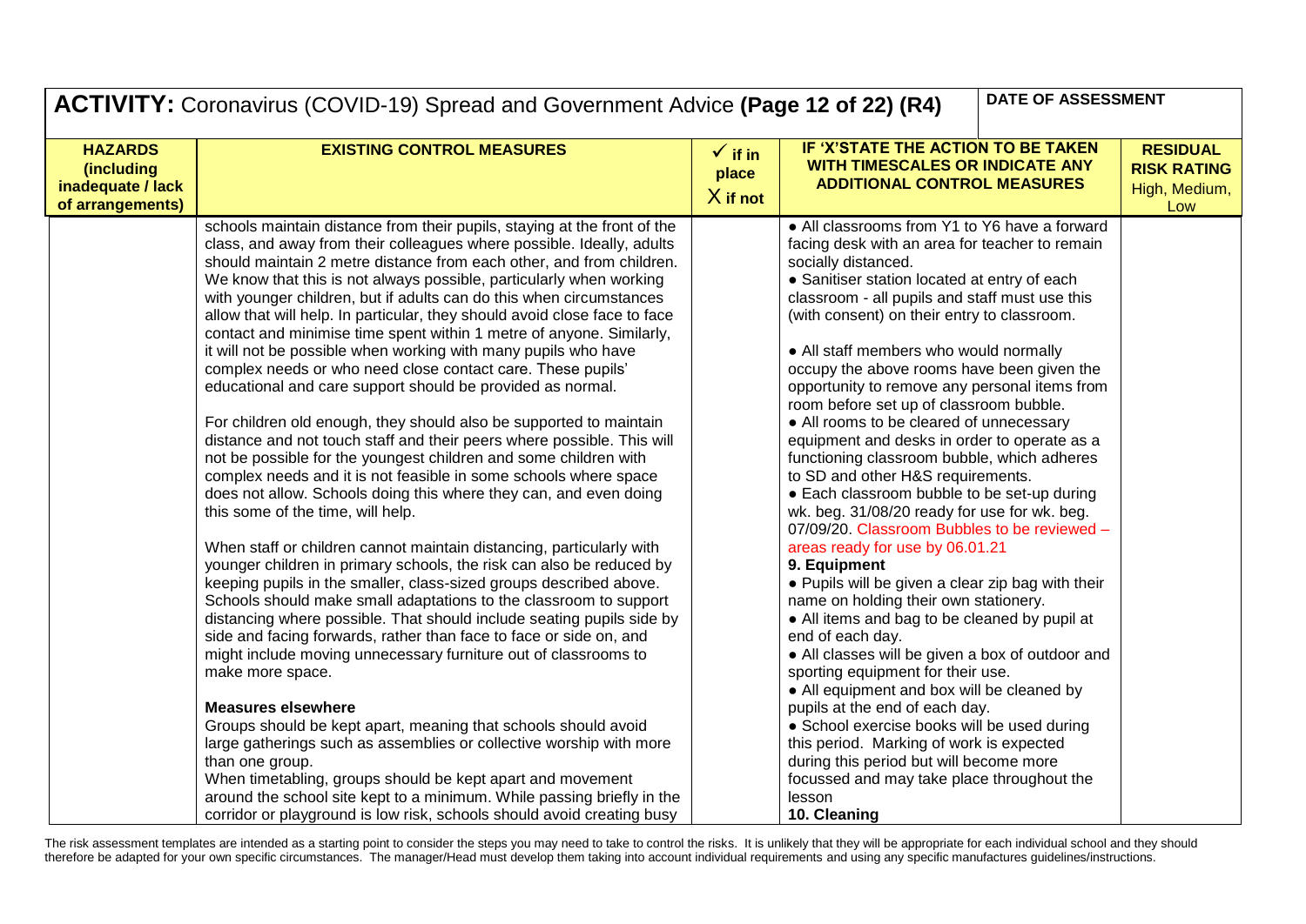# ACTIVITY: Coronavirus (COVID-19) Spread and Government Advice **(Page 12 of 22) (R4)**

| **HAZARDS (including inadequate / lack of arrangements)** | **EXISTING CONTROL MEASURES** | **✓ if in place X if not** | **IF 'X'STATE THE ACTION TO BE TAKEN WITH TIMESCALES OR INDICATE ANY ADDITIONAL CONTROL MEASURES** | **RESIDUAL RISK RATING High, Medium, Low** |
|---|---|---|---|---|
| | schools maintain distance from their pupils, staying at the front of the class, and away from their colleagues where possible. Ideally, adults should maintain 2 metre distance from each other, and from children. We know that this is not always possible, particularly when working with younger children, but if adults can do this when circumstances allow that will help. In particular, they should avoid close face to face contact and minimise time spent within 1 metre of anyone. Similarly, it will not be possible when working with many pupils who have complex needs or who need close contact care. These pupils' educational and care support should be provided as normal.<br><br>For children old enough, they should also be supported to maintain distance and not touch staff and their peers where possible. This will not be possible for the youngest children and some children with complex needs and it is not feasible in some schools where space does not allow. Schools doing this where they can, and even doing this some of the time, will help.<br><br>When staff or children cannot maintain distancing, particularly with younger children in primary schools, the risk can also be reduced by keeping pupils in the smaller, class-sized groups described above. Schools should make small adaptations to the classroom to support distancing where possible. That should include seating pupils side by side and facing forwards, rather than face to face or side on, and might include moving unnecessary furniture out of classrooms to make more space.<br><br>**Measures elsewhere**<br>Groups should be kept apart, meaning that schools should avoid large gatherings such as assemblies or collective worship with more than one group.<br>When timetabling, groups should be kept apart and movement around the school site kept to a minimum. While passing briefly in the corridor or playground is low risk, schools should avoid creating busy | | • All classrooms from Y1 to Y6 have a forward facing desk with an area for teacher to remain socially distanced.<br>• Sanitiser station located at entry of each classroom - all pupils and staff must use this (with consent) on their entry to classroom.<br><br>• All staff members who would normally occupy the above rooms have been given the opportunity to remove any personal items from room before set up of classroom bubble.<br>• All rooms to be cleared of unnecessary equipment and desks in order to operate as a functioning classroom bubble, which adheres to SD and other H&S requirements.<br>• Each classroom bubble to be set-up during wk. beg. 31/08/20 ready for use for wk. beg. 07/09/20. Classroom Bubbles to be reviewed – areas ready for use by 06.01.21<br>**9. Equipment**<br>• Pupils will be given a clear zip bag with their name on holding their own stationery.<br>• All items and bag to be cleaned by pupil at end of each day.<br>• All classes will be given a box of outdoor and sporting equipment for their use.<br>• All equipment and box will be cleaned by pupils at the end of each day.<br>• School exercise books will be used during this period. Marking of work is expected during this period but will become more focussed and may take place throughout the lesson<br>**10. Cleaning** | |

The risk assessment templates are intended as a starting point to consider the steps you may need to take to control the risks. It is unlikely that they will be appropriate for each individual school and they should therefore be adapted for your own specific circumstances. The manager/Head must develop them taking into account individual requirements and using any specific manufactures guidelines/instructions.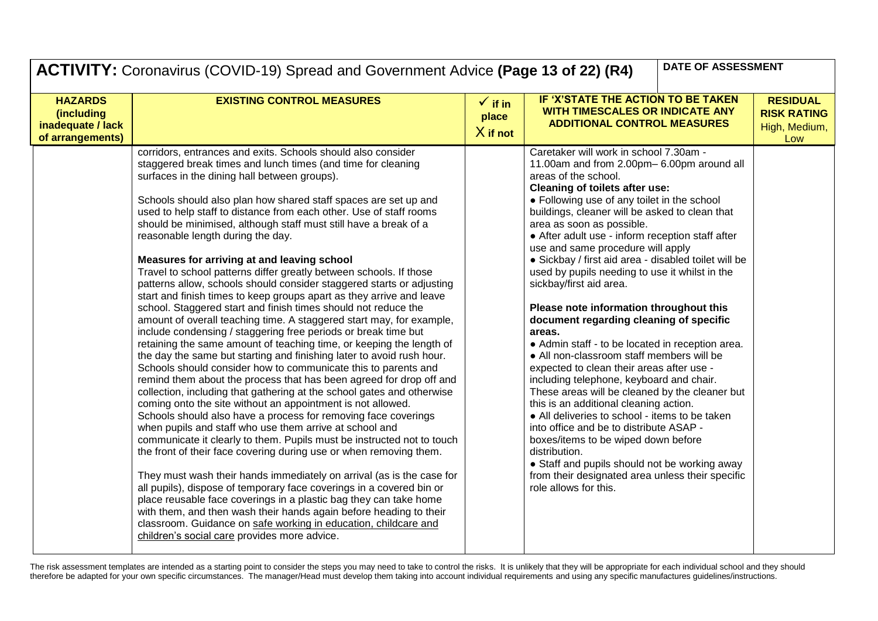| ACTIVITY: Coronavirus (COVID-19) Spread and Government Advice (Page 13 of 22) (R4) | | | | DATE OF ASSESSMENT |
|---|---|---|---|---|
| **HAZARDS (including inadequate / lack of arrangements)** | **EXISTING CONTROL MEASURES** | **✓ if in place X if not** | **IF 'X' STATE THE ACTION TO BE TAKEN WITH TIMESCALES OR INDICATE ANY ADDITIONAL CONTROL MEASURES** | **RESIDUAL RISK RATING High, Medium, Low** |
| | corridors, entrances and exits. Schools should also consider staggered break times and lunch times (and time for cleaning surfaces in the dining hall between groups).<br><br>Schools should also plan how shared staff spaces are set up and used to help staff to distance from each other. Use of staff rooms should be minimised, although staff must still have a break of a reasonable length during the day.<br><br>**Measures for arriving at and leaving school**<br>Travel to school patterns differ greatly between schools. If those patterns allow, schools should consider staggered starts or adjusting start and finish times to keep groups apart as they arrive and leave school. Staggered start and finish times should not reduce the amount of overall teaching time. A staggered start may, for example, include condensing / staggering free periods or break time but retaining the same amount of teaching time, or keeping the length of the day the same but starting and finishing later to avoid rush hour. Schools should consider how to communicate this to parents and remind them about the process that has been agreed for drop off and collection, including that gathering at the school gates and otherwise coming onto the site without an appointment is not allowed.<br>Schools should also have a process for removing face coverings when pupils and staff who use them arrive at school and communicate it clearly to them. Pupils must be instructed not to touch the front of their face covering during use or when removing them.<br><br>They must wash their hands immediately on arrival (as is the case for all pupils), dispose of temporary face coverings in a covered bin or place reusable face coverings in a plastic bag they can take home with them, and then wash their hands again before heading to their classroom. Guidance on safe working in education, childcare and children's social care provides more advice. | | Caretaker will work in school 7.30am - 11.00am and from 2.00pm– 6.00pm around all areas of the school.<br>**Cleaning of toilets after use:**<br>● Following use of any toilet in the school buildings, cleaner will be asked to clean that area as soon as possible.<br>● After adult use - inform reception staff after use and same procedure will apply<br>● Sickbay / first aid area - disabled toilet will be used by pupils needing to use it whilst in the sickbay/first aid area.<br><br>**Please note information throughout this document regarding cleaning of specific areas.**<br>● Admin staff - to be located in reception area.<br>● All non-classroom staff members will be expected to clean their areas after use - including telephone, keyboard and chair. These areas will be cleaned by the cleaner but this is an additional cleaning action.<br>● All deliveries to school - items to be taken into office and be to distribute ASAP - boxes/items to be wiped down before distribution.<br>● Staff and pupils should not be working away from their designated area unless their specific role allows for this. | |

The risk assessment templates are intended as a starting point to consider the steps you may need to take to control the risks. It is unlikely that they will be appropriate for each individual school and they should therefore be adapted for your own specific circumstances. The manager/Head must develop them taking into account individual requirements and using any specific manufactures guidelines/instructions.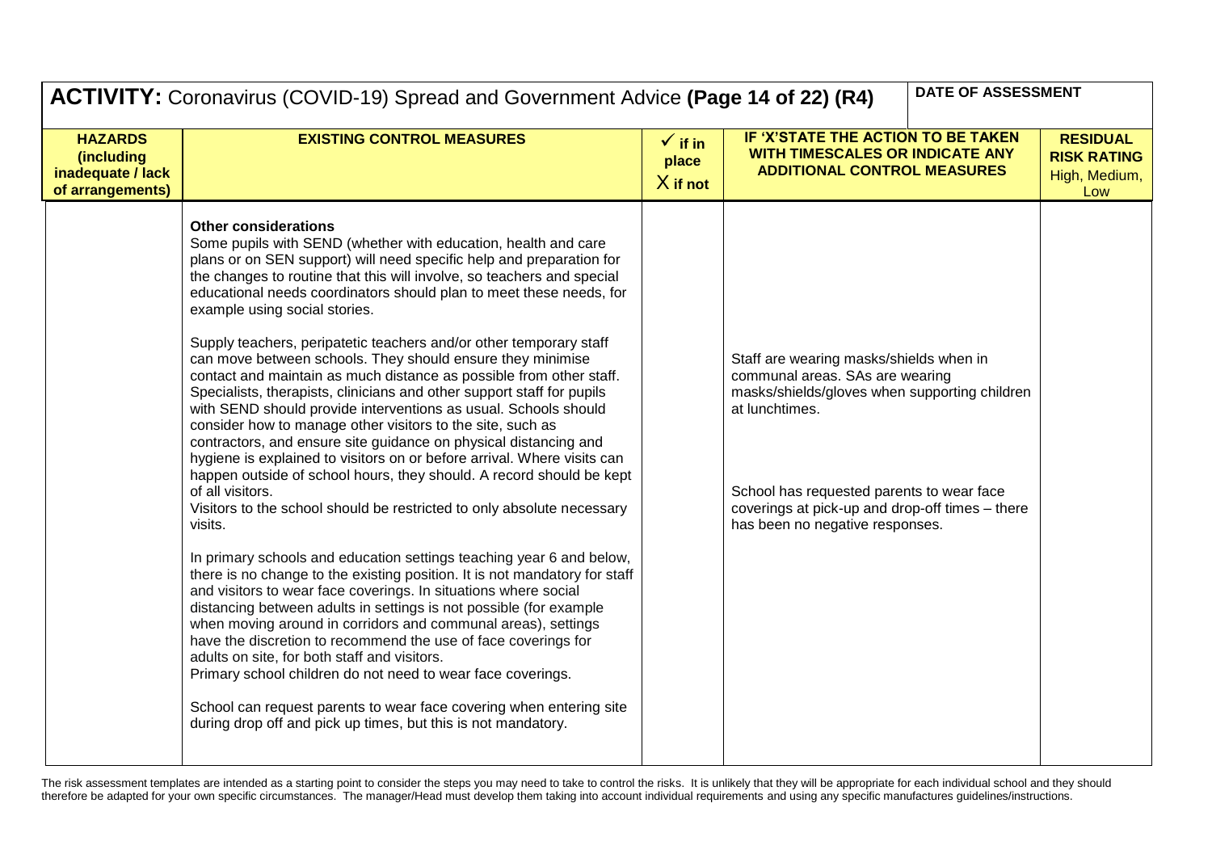| **ACTIVITY:** Coronavirus (COVID-19) Spread and Government Advice **(Page 14 of 22) (R4)** | | | **DATE OF ASSESSMENT** | |
|---|---|---|---|---|
| **HAZARDS (including inadequate / lack of arrangements)** | **EXISTING CONTROL MEASURES** | **✓ if in place X if not** | **IF 'X'STATE THE ACTION TO BE TAKEN WITH TIMESCALES OR INDICATE ANY ADDITIONAL CONTROL MEASURES** | **RESIDUAL RISK RATING High, Medium, Low** |
| | **Other considerations**<br>Some pupils with SEND (whether with education, health and care plans or on SEN support) will need specific help and preparation for the changes to routine that this will involve, so teachers and special educational needs coordinators should plan to meet these needs, for example using social stories.<br><br>Supply teachers, peripatetic teachers and/or other temporary staff can move between schools. They should ensure they minimise contact and maintain as much distance as possible from other staff. Specialists, therapists, clinicians and other support staff for pupils with SEND should provide interventions as usual. Schools should consider how to manage other visitors to the site, such as contractors, and ensure site guidance on physical distancing and hygiene is explained to visitors on or before arrival. Where visits can happen outside of school hours, they should. A record should be kept of all visitors.<br>Visitors to the school should be restricted to only absolute necessary visits.<br><br>In primary schools and education settings teaching year 6 and below, there is no change to the existing position. It is not mandatory for staff and visitors to wear face coverings. In situations where social distancing between adults in settings is not possible (for example when moving around in corridors and communal areas), settings have the discretion to recommend the use of face coverings for adults on site, for both staff and visitors.<br>Primary school children do not need to wear face coverings.<br><br>School can request parents to wear face covering when entering site during drop off and pick up times, but this is not mandatory. | | Staff are wearing masks/shields when in communal areas. SAs are wearing masks/shields/gloves when supporting children at lunchtimes.<br><br>School has requested parents to wear face coverings at pick-up and drop-off times – there has been no negative responses. | |

The risk assessment templates are intended as a starting point to consider the steps you may need to take to control the risks. It is unlikely that they will be appropriate for each individual school and they should therefore be adapted for your own specific circumstances. The manager/Head must develop them taking into account individual requirements and using any specific manufactures guidelines/instructions.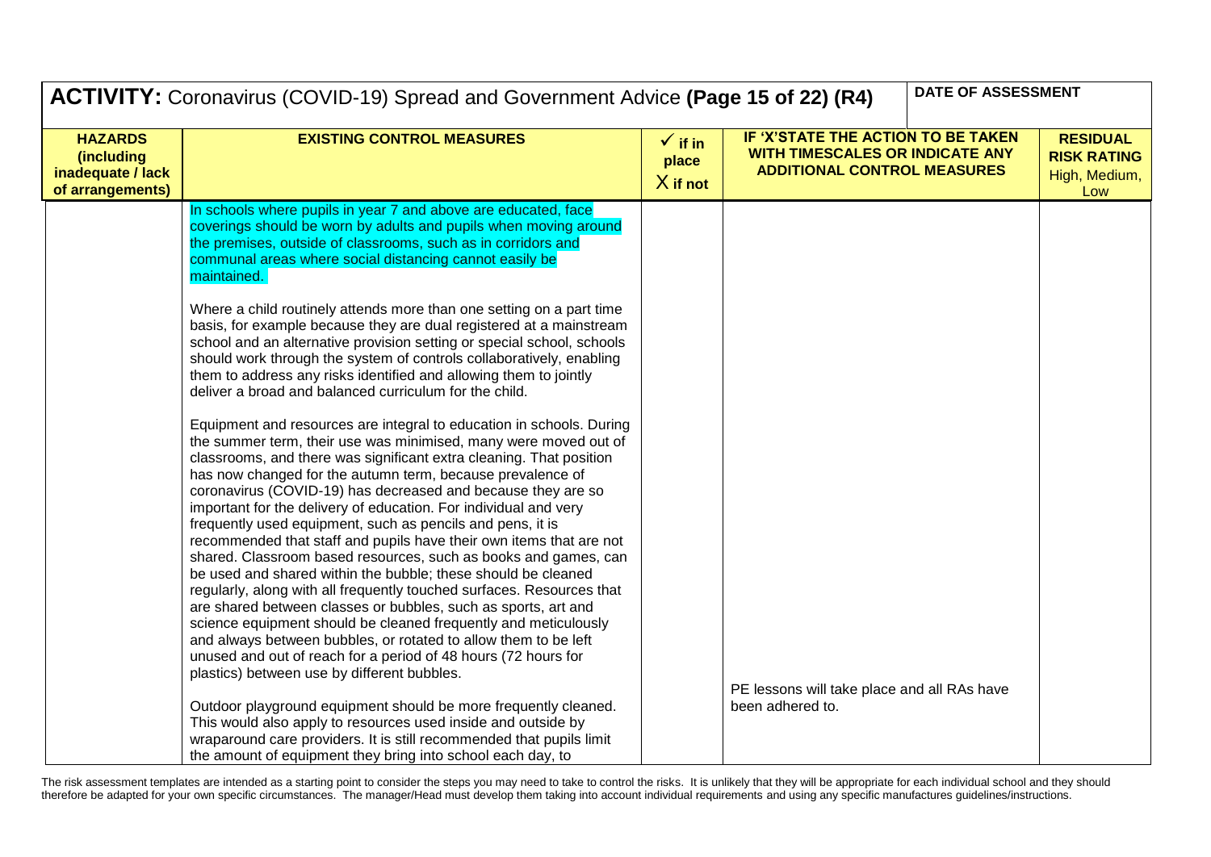## ACTIVITY: Coronavirus (COVID-19) Spread and Government Advice **(Page 15 of 22) (R4)**

| **HAZARDS (including inadequate / lack of arrangements)** | **EXISTING CONTROL MEASURES** | **✓ if in place X if not** | **IF 'X'STATE THE ACTION TO BE TAKEN WITH TIMESCALES OR INDICATE ANY ADDITIONAL CONTROL MEASURES** | **RESIDUAL RISK RATING High, Medium, Low** |
|---|---|---|---|---|
| | In schools where pupils in year 7 and above are educated, face coverings should be worn by adults and pupils when moving around the premises, outside of classrooms, such as in corridors and communal areas where social distancing cannot easily be maintained.<br><br>Where a child routinely attends more than one setting on a part time basis, for example because they are dual registered at a mainstream school and an alternative provision setting or special school, schools should work through the system of controls collaboratively, enabling them to address any risks identified and allowing them to jointly deliver a broad and balanced curriculum for the child.<br><br>Equipment and resources are integral to education in schools. During the summer term, their use was minimised, many were moved out of classrooms, and there was significant extra cleaning. That position has now changed for the autumn term, because prevalence of coronavirus (COVID-19) has decreased and because they are so important for the delivery of education. For individual and very frequently used equipment, such as pencils and pens, it is recommended that staff and pupils have their own items that are not shared. Classroom based resources, such as books and games, can be used and shared within the bubble; these should be cleaned regularly, along with all frequently touched surfaces. Resources that are shared between classes or bubbles, such as sports, art and science equipment should be cleaned frequently and meticulously and always between bubbles, or rotated to allow them to be left unused and out of reach for a period of 48 hours (72 hours for plastics) between use by different bubbles.<br><br>Outdoor playground equipment should be more frequently cleaned. This would also apply to resources used inside and outside by wraparound care providers. It is still recommended that pupils limit the amount of equipment they bring into school each day, to | | PE lessons will take place and all RAs have been adhered to. | |

The risk assessment templates are intended as a starting point to consider the steps you may need to take to control the risks. It is unlikely that they will be appropriate for each individual school and they should therefore be adapted for your own specific circumstances. The manager/Head must develop them taking into account individual requirements and using any specific manufactures guidelines/instructions.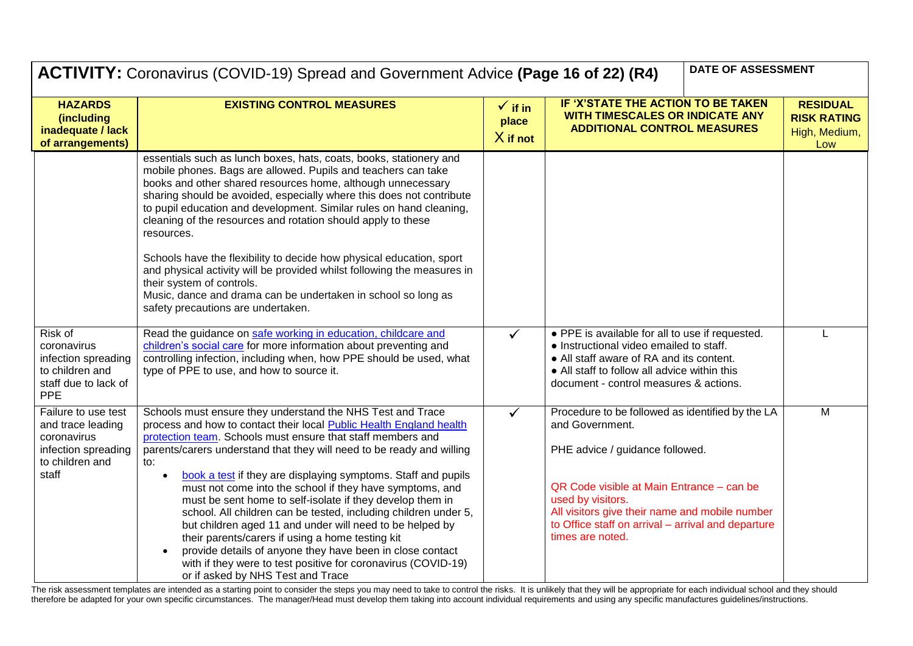**ACTIVITY:** Coronavirus (COVID-19) Spread and Government Advice **(Page 16 of 22) (R4)** | **DATE OF ASSESSMENT**

| HAZARDS (including inadequate / lack of arrangements) | EXISTING CONTROL MEASURES | ✓ if in place X if not | IF 'X'STATE THE ACTION TO BE TAKEN WITH TIMESCALES OR INDICATE ANY ADDITIONAL CONTROL MEASURES | RESIDUAL RISK RATING High, Medium, Low |
|---|---|---|---|---|
| | essentials such as lunch boxes, hats, coats, books, stationery and mobile phones. Bags are allowed. Pupils and teachers can take books and other shared resources home, although unnecessary sharing should be avoided, especially where this does not contribute to pupil education and development. Similar rules on hand cleaning, cleaning of the resources and rotation should apply to these resources.<br><br>Schools have the flexibility to decide how physical education, sport and physical activity will be provided whilst following the measures in their system of controls.<br>Music, dance and drama can be undertaken in school so long as safety precautions are undertaken. | | | |
| Risk of coronavirus infection spreading to children and staff due to lack of PPE | Read the guidance on safe working in education, childcare and children's social care for more information about preventing and controlling infection, including when, how PPE should be used, what type of PPE to use, and how to source it. | ✓ | • PPE is available for all to use if requested.<br>• Instructional video emailed to staff.<br>• All staff aware of RA and its content.<br>• All staff to follow all advice within this document - control measures & actions. | L |
| Failure to use test and trace leading coronavirus infection spreading to children and staff | Schools must ensure they understand the NHS Test and Trace process and how to contact their local Public Health England health protection team. Schools must ensure that staff members and parents/carers understand that they will need to be ready and willing to:<br>• book a test if they are displaying symptoms. Staff and pupils must not come into the school if they have symptoms, and must be sent home to self-isolate if they develop them in school. All children can be tested, including children under 5, but children aged 11 and under will need to be helped by their parents/carers if using a home testing kit<br>• provide details of anyone they have been in close contact with if they were to test positive for coronavirus (COVID-19) or if asked by NHS Test and Trace | ✓ | Procedure to be followed as identified by the LA and Government.<br><br>PHE advice / guidance followed.<br><br>QR Code visible at Main Entrance – can be used by visitors.<br>All visitors give their name and mobile number to Office staff on arrival – arrival and departure times are noted. | M |

The risk assessment templates are intended as a starting point to consider the steps you may need to take to control the risks. It is unlikely that they will be appropriate for each individual school and they should therefore be adapted for your own specific circumstances. The manager/Head must develop them taking into account individual requirements and using any specific manufactures guidelines/instructions.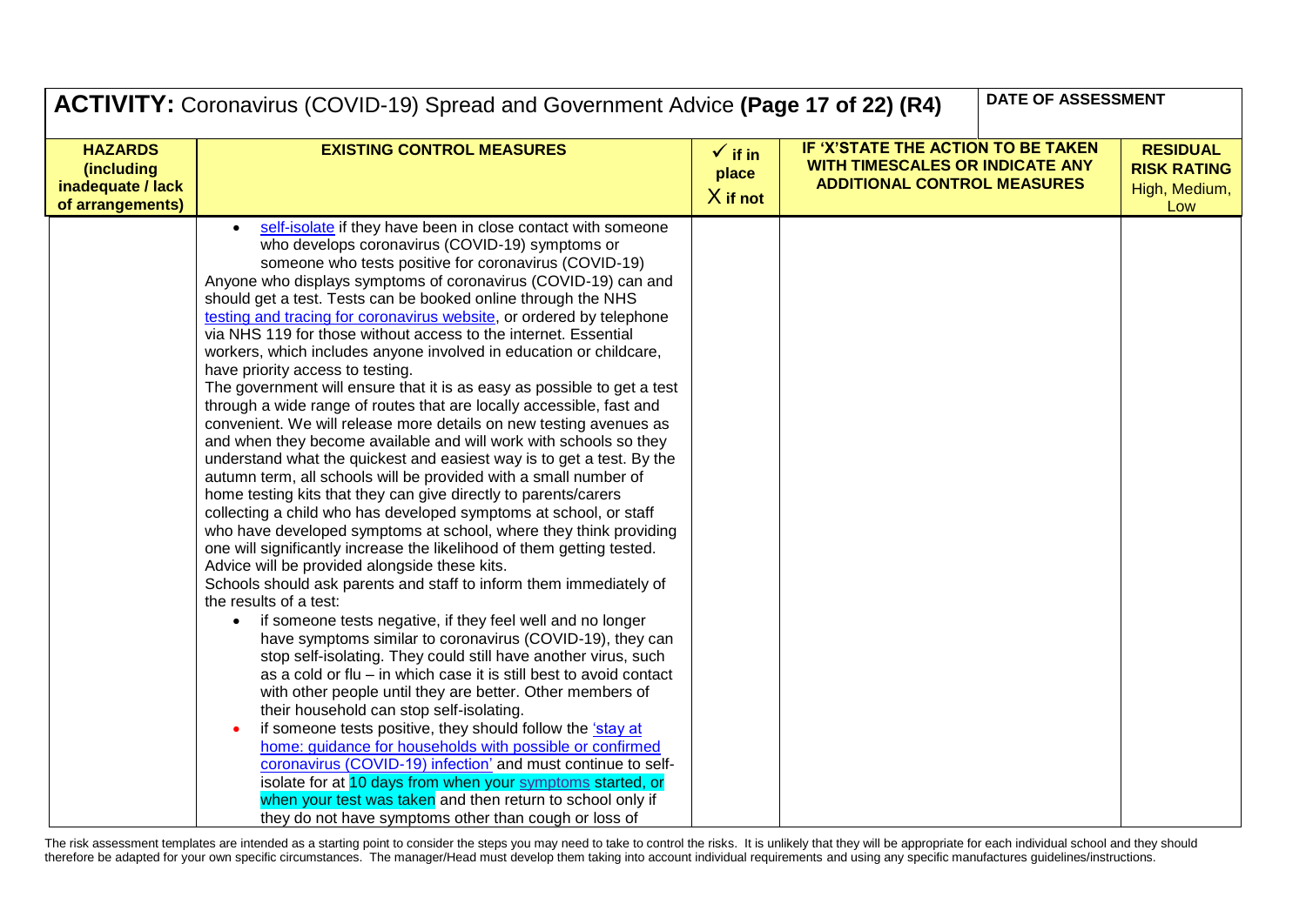## ACTIVITY: Coronavirus (COVID-19) Spread and Government Advice (Page 17 of 22) (R4)

| HAZARDS (including inadequate / lack of arrangements) | EXISTING CONTROL MEASURES | ✓ if in place X if not | IF 'X'STATE THE ACTION TO BE TAKEN WITH TIMESCALES OR INDICATE ANY ADDITIONAL CONTROL MEASURES | RESIDUAL RISK RATING High, Medium, Low |
|---|---|---|---|---|
| | • self-isolate if they have been in close contact with someone who develops coronavirus (COVID-19) symptoms or someone who tests positive for coronavirus (COVID-19)<br>Anyone who displays symptoms of coronavirus (COVID-19) can and should get a test. Tests can be booked online through the NHS testing and tracing for coronavirus website, or ordered by telephone via NHS 119 for those without access to the internet. Essential workers, which includes anyone involved in education or childcare, have priority access to testing.<br>The government will ensure that it is as easy as possible to get a test through a wide range of routes that are locally accessible, fast and convenient. We will release more details on new testing avenues as and when they become available and will work with schools so they understand what the quickest and easiest way is to get a test. By the autumn term, all schools will be provided with a small number of home testing kits that they can give directly to parents/carers collecting a child who has developed symptoms at school, or staff who have developed symptoms at school, where they think providing one will significantly increase the likelihood of them getting tested. Advice will be provided alongside these kits.<br>Schools should ask parents and staff to inform them immediately of the results of a test:<br>• if someone tests negative, if they feel well and no longer have symptoms similar to coronavirus (COVID-19), they can stop self-isolating. They could still have another virus, such as a cold or flu – in which case it is still best to avoid contact with other people until they are better. Other members of their household can stop self-isolating.<br>• if someone tests positive, they should follow the 'stay at home: guidance for households with possible or confirmed coronavirus (COVID-19) infection' and must continue to self-isolate for at 10 days from when your symptoms started, or when your test was taken and then return to school only if they do not have symptoms other than cough or loss of | | | |

The risk assessment templates are intended as a starting point to consider the steps you may need to take to control the risks. It is unlikely that they will be appropriate for each individual school and they should therefore be adapted for your own specific circumstances. The manager/Head must develop them taking into account individual requirements and using any specific manufactures guidelines/instructions.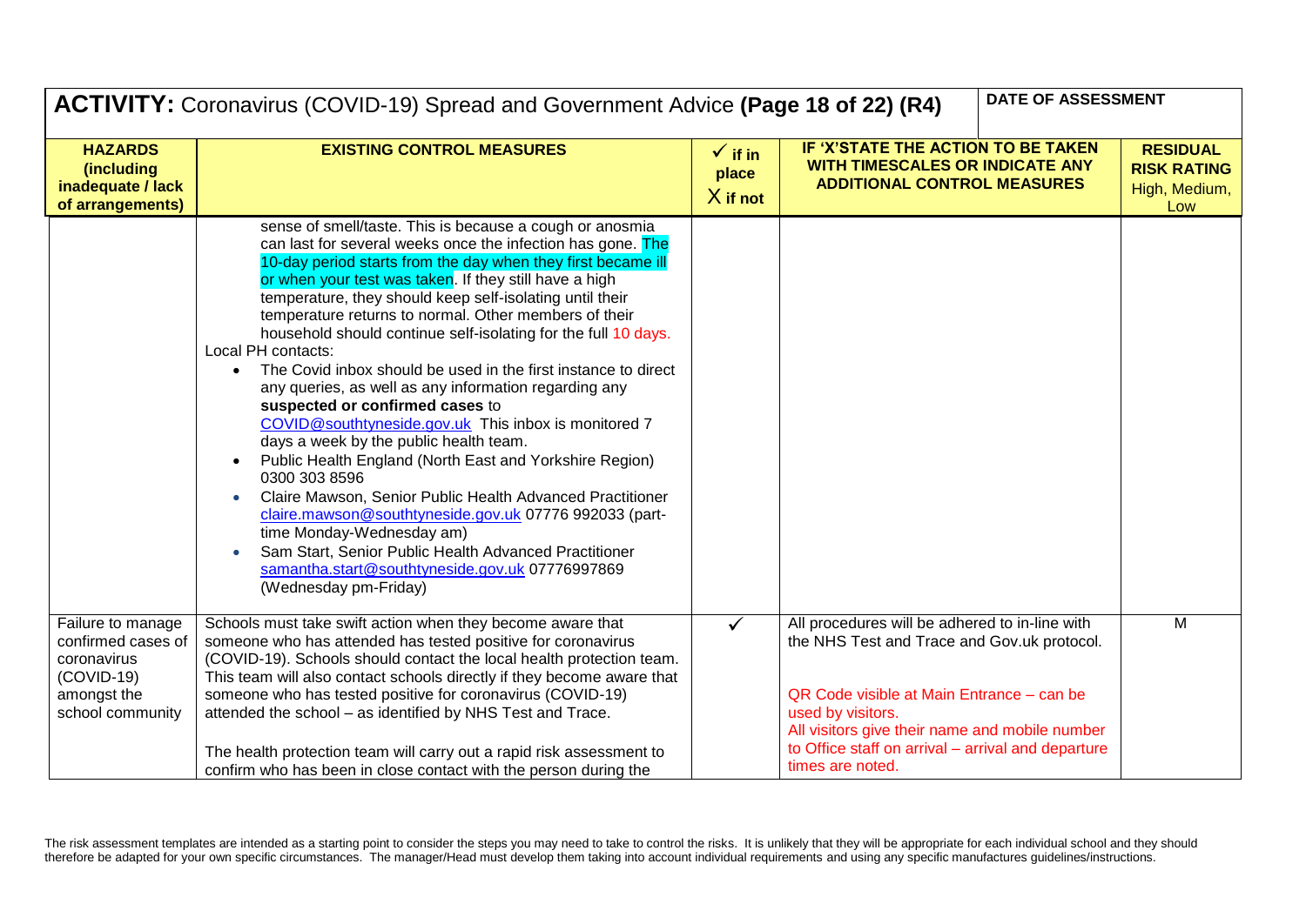| **ACTIVITY:** Coronavirus (COVID-19) Spread and Government Advice **(Page 18 of 22) (R4)** | | | **DATE OF ASSESSMENT** | |
|---|---|---|---|---|
| **HAZARDS (including inadequate / lack of arrangements)** | **EXISTING CONTROL MEASURES** | **✓ if in place X if not** | **IF 'X'STATE THE ACTION TO BE TAKEN WITH TIMESCALES OR INDICATE ANY ADDITIONAL CONTROL MEASURES** | **RESIDUAL RISK RATING** High, Medium, Low |
| | sense of smell/taste. This is because a cough or anosmia can last for several weeks once the infection has gone. The 10-day period starts from the day when they first became ill or when your test was taken. If they still have a high temperature, they should keep self-isolating until their temperature returns to normal. Other members of their household should continue self-isolating for the full 10 days.<br>Local PH contacts:<br>• The Covid inbox should be used in the first instance to direct any queries, as well as any information regarding any **suspected or confirmed cases** to COVID@southtyneside.gov.uk This inbox is monitored 7 days a week by the public health team.<br>• Public Health England (North East and Yorkshire Region) 0300 303 8596<br>• Claire Mawson, Senior Public Health Advanced Practitioner claire.mawson@southtyneside.gov.uk 07776 992033 (part-time Monday-Wednesday am)<br>• Sam Start, Senior Public Health Advanced Practitioner samantha.start@southtyneside.gov.uk 07776997869 (Wednesday pm-Friday) | | | |
| Failure to manage confirmed cases of coronavirus (COVID-19) amongst the school community | Schools must take swift action when they become aware that someone who has attended has tested positive for coronavirus (COVID-19). Schools should contact the local health protection team. This team will also contact schools directly if they become aware that someone who has tested positive for coronavirus (COVID-19) attended the school – as identified by NHS Test and Trace.<br><br>The health protection team will carry out a rapid risk assessment to confirm who has been in close contact with the person during the | ✓ | All procedures will be adhered to in-line with the NHS Test and Trace and Gov.uk protocol.<br><br>QR Code visible at Main Entrance – can be used by visitors.<br>All visitors give their name and mobile number to Office staff on arrival – arrival and departure times are noted. | M |

The risk assessment templates are intended as a starting point to consider the steps you may need to take to control the risks. It is unlikely that they will be appropriate for each individual school and they should therefore be adapted for your own specific circumstances. The manager/Head must develop them taking into account individual requirements and using any specific manufactures guidelines/instructions.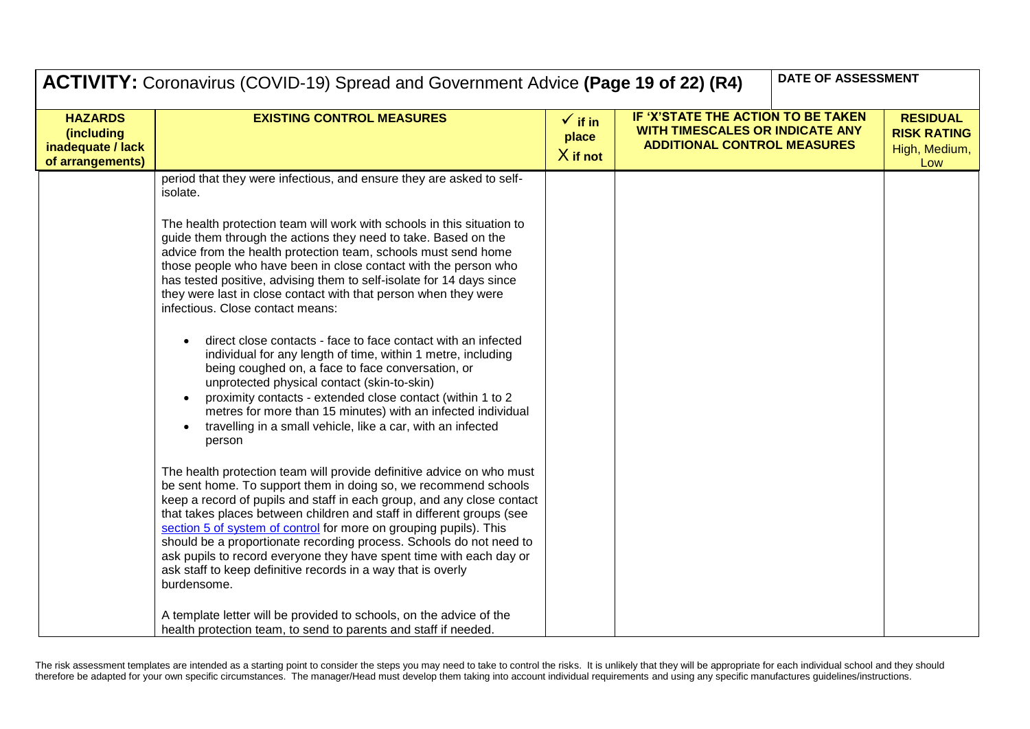**ACTIVITY:** Coronavirus (COVID-19) Spread and Government Advice **(Page 19 of 22) (R4)**

**DATE OF ASSESSMENT**

| HAZARDS (including inadequate / lack of arrangements) | EXISTING CONTROL MEASURES | ✓ if in place X if not | IF 'X'STATE THE ACTION TO BE TAKEN WITH TIMESCALES OR INDICATE ANY ADDITIONAL CONTROL MEASURES | RESIDUAL RISK RATING High, Medium, Low |
|---|---|---|---|---|
| | period that they were infectious, and ensure they are asked to self-isolate.<br><br>The health protection team will work with schools in this situation to guide them through the actions they need to take. Based on the advice from the health protection team, schools must send home those people who have been in close contact with the person who has tested positive, advising them to self-isolate for 14 days since they were last in close contact with that person when they were infectious. Close contact means:<br><br>• direct close contacts - face to face contact with an infected individual for any length of time, within 1 metre, including being coughed on, a face to face conversation, or unprotected physical contact (skin-to-skin)<br>• proximity contacts - extended close contact (within 1 to 2 metres for more than 15 minutes) with an infected individual<br>• travelling in a small vehicle, like a car, with an infected person<br><br>The health protection team will provide definitive advice on who must be sent home. To support them in doing so, we recommend schools keep a record of pupils and staff in each group, and any close contact that takes places between children and staff in different groups (see section 5 of system of control for more on grouping pupils). This should be a proportionate recording process. Schools do not need to ask pupils to record everyone they have spent time with each day or ask staff to keep definitive records in a way that is overly burdensome.<br><br>A template letter will be provided to schools, on the advice of the health protection team, to send to parents and staff if needed. | | | |

The risk assessment templates are intended as a starting point to consider the steps you may need to take to control the risks. It is unlikely that they will be appropriate for each individual school and they should therefore be adapted for your own specific circumstances. The manager/Head must develop them taking into account individual requirements and using any specific manufactures guidelines/instructions.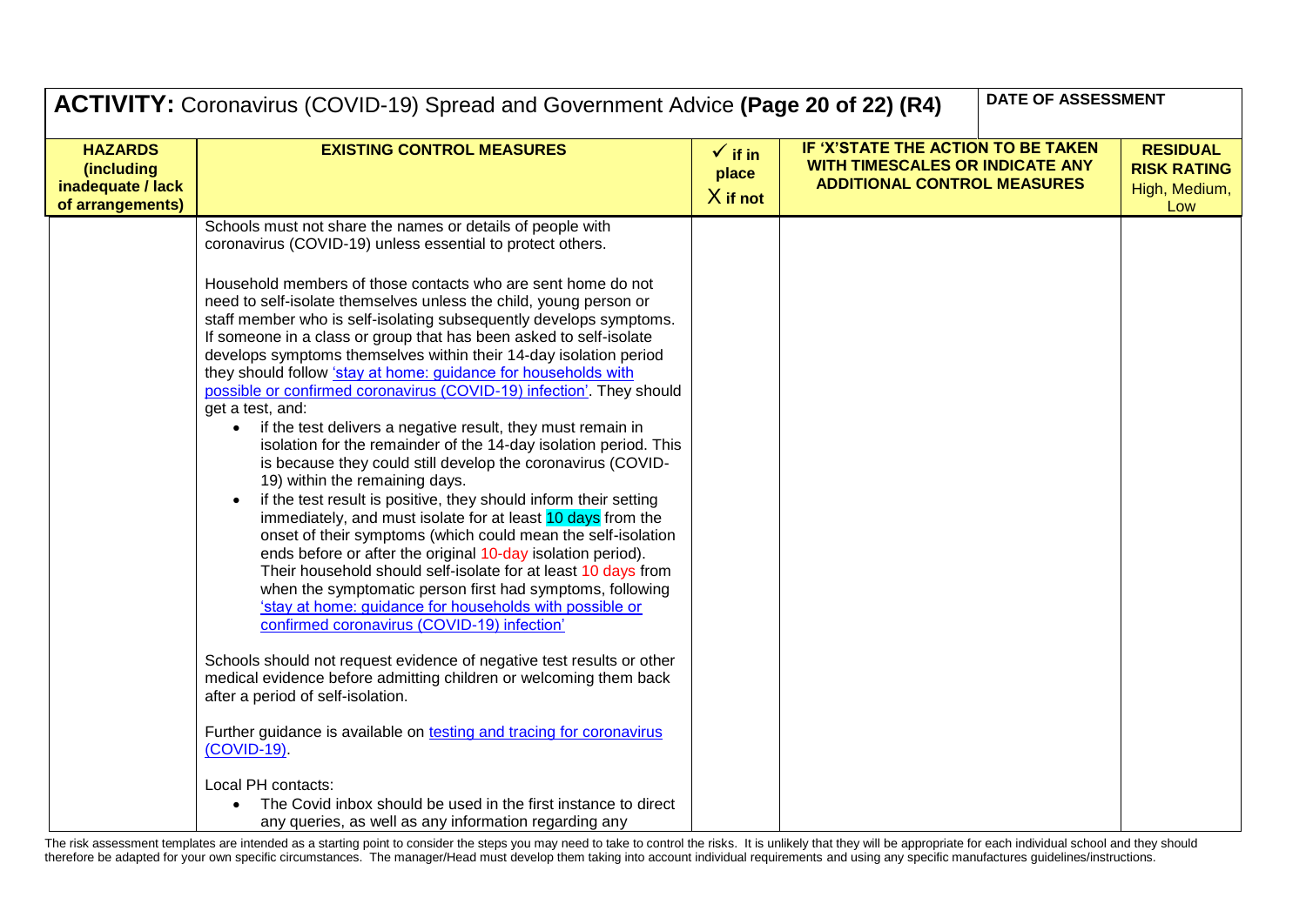## ACTIVITY: Coronavirus (COVID-19) Spread and Government Advice (Page 20 of 22) (R4)

DATE OF ASSESSMENT

| HAZARDS (including inadequate / lack of arrangements) | EXISTING CONTROL MEASURES | ✓ if in place X if not | IF 'X'STATE THE ACTION TO BE TAKEN WITH TIMESCALES OR INDICATE ANY ADDITIONAL CONTROL MEASURES | RESIDUAL RISK RATING High, Medium, Low |
|---|---|---|---|---|
| | Schools must not share the names or details of people with coronavirus (COVID-19) unless essential to protect others.<br><br>Household members of those contacts who are sent home do not need to self-isolate themselves unless the child, young person or staff member who is self-isolating subsequently develops symptoms. If someone in a class or group that has been asked to self-isolate develops symptoms themselves within their 14-day isolation period they should follow 'stay at home: guidance for households with possible or confirmed coronavirus (COVID-19) infection'. They should get a test, and:<br>• if the test delivers a negative result, they must remain in isolation for the remainder of the 14-day isolation period. This is because they could still develop the coronavirus (COVID-19) within the remaining days.<br>• if the test result is positive, they should inform their setting immediately, and must isolate for at least 10 days from the onset of their symptoms (which could mean the self-isolation ends before or after the original 10-day isolation period). Their household should self-isolate for at least 10 days from when the symptomatic person first had symptoms, following 'stay at home: guidance for households with possible or confirmed coronavirus (COVID-19) infection'<br><br>Schools should not request evidence of negative test results or other medical evidence before admitting children or welcoming them back after a period of self-isolation.<br><br>Further guidance is available on testing and tracing for coronavirus (COVID-19).<br><br>Local PH contacts:<br>• The Covid inbox should be used in the first instance to direct any queries, as well as any information regarding any | | | |

The risk assessment templates are intended as a starting point to consider the steps you may need to take to control the risks. It is unlikely that they will be appropriate for each individual school and they should therefore be adapted for your own specific circumstances. The manager/Head must develop them taking into account individual requirements and using any specific manufactures guidelines/instructions.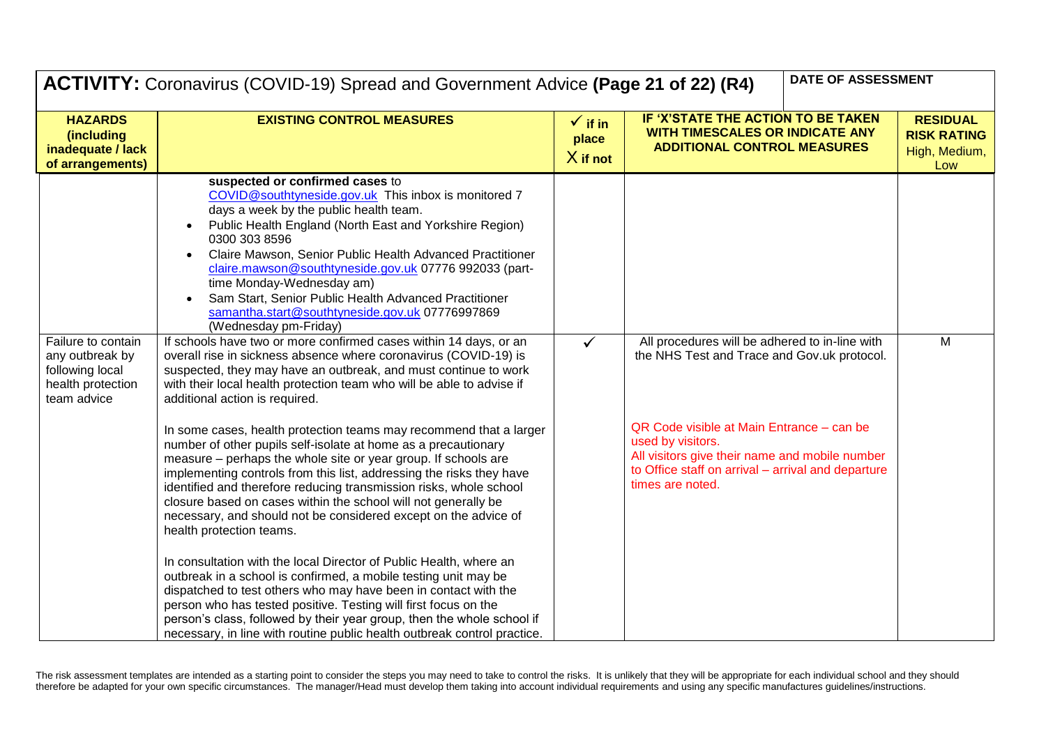| **ACTIVITY:** Coronavirus (COVID-19) Spread and Government Advice **(Page 21 of 22) (R4)** | | | | **DATE OF ASSESSMENT** |
|---|---|---|---|---|
| **HAZARDS (including inadequate / lack of arrangements)** | **EXISTING CONTROL MEASURES** | **✓ if in place X if not** | **IF 'X'STATE THE ACTION TO BE TAKEN WITH TIMESCALES OR INDICATE ANY ADDITIONAL CONTROL MEASURES** | **RESIDUAL RISK RATING** High, Medium, Low |
| | **suspected or confirmed cases** to COVID@southtyneside.gov.uk This inbox is monitored 7 days a week by the public health team.<br>• Public Health England (North East and Yorkshire Region) 0300 303 8596<br>• Claire Mawson, Senior Public Health Advanced Practitioner claire.mawson@southtyneside.gov.uk 07776 992033 (part-time Monday-Wednesday am)<br>• Sam Start, Senior Public Health Advanced Practitioner samantha.start@southtyneside.gov.uk 07776997869 (Wednesday pm-Friday) | | | |
| Failure to contain any outbreak by following local health protection team advice | If schools have two or more confirmed cases within 14 days, or an overall rise in sickness absence where coronavirus (COVID-19) is suspected, they may have an outbreak, and must continue to work with their local health protection team who will be able to advise if additional action is required.<br><br>In some cases, health protection teams may recommend that a larger number of other pupils self-isolate at home as a precautionary measure – perhaps the whole site or year group. If schools are implementing controls from this list, addressing the risks they have identified and therefore reducing transmission risks, whole school closure based on cases within the school will not generally be necessary, and should not be considered except on the advice of health protection teams.<br><br>In consultation with the local Director of Public Health, where an outbreak in a school is confirmed, a mobile testing unit may be dispatched to test others who may have been in contact with the person who has tested positive. Testing will first focus on the person's class, followed by their year group, then the whole school if necessary, in line with routine public health outbreak control practice. | ✓ | All procedures will be adhered to in-line with the NHS Test and Trace and Gov.uk protocol.<br><br>QR Code visible at Main Entrance – can be used by visitors.<br>All visitors give their name and mobile number to Office staff on arrival – arrival and departure times are noted. | M |

The risk assessment templates are intended as a starting point to consider the steps you may need to take to control the risks. It is unlikely that they will be appropriate for each individual school and they should therefore be adapted for your own specific circumstances. The manager/Head must develop them taking into account individual requirements and using any specific manufactures guidelines/instructions.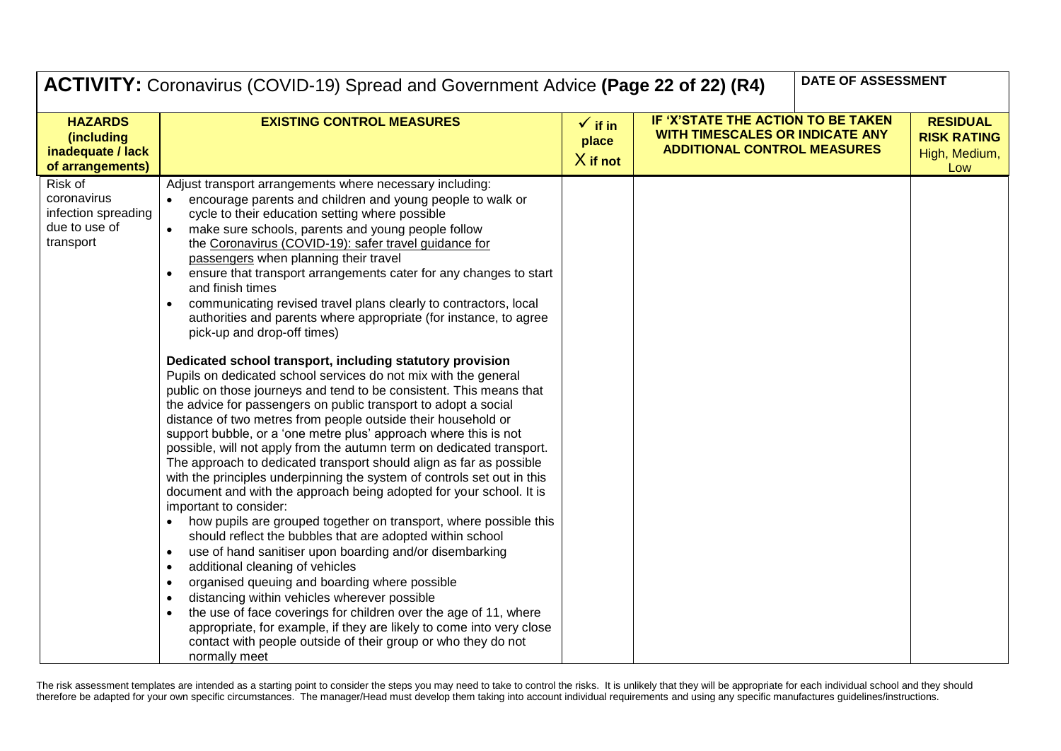**ACTIVITY:** Coronavirus (COVID-19) Spread and Government Advice **(Page 22 of 22) (R4)**

| **DATE OF ASSESSMENT** |
|---|
| |

| **HAZARDS (including inadequate / lack of arrangements)** | **EXISTING CONTROL MEASURES** | **✓ if in place X if not** | **IF 'X'STATE THE ACTION TO BE TAKEN WITH TIMESCALES OR INDICATE ANY ADDITIONAL CONTROL MEASURES** | **RESIDUAL RISK RATING High, Medium, Low** |
|---|---|---|---|---|
| Risk of coronavirus infection spreading due to use of transport | Adjust transport arrangements where necessary including:<br>• encourage parents and children and young people to walk or cycle to their education setting where possible<br>• make sure schools, parents and young people follow the Coronavirus (COVID-19): safer travel guidance for passengers when planning their travel<br>• ensure that transport arrangements cater for any changes to start and finish times<br>• communicating revised travel plans clearly to contractors, local authorities and parents where appropriate (for instance, to agree pick-up and drop-off times)<br><br>**Dedicated school transport, including statutory provision**<br>Pupils on dedicated school services do not mix with the general public on those journeys and tend to be consistent. This means that the advice for passengers on public transport to adopt a social distance of two metres from people outside their household or support bubble, or a 'one metre plus' approach where this is not possible, will not apply from the autumn term on dedicated transport. The approach to dedicated transport should align as far as possible with the principles underpinning the system of controls set out in this document and with the approach being adopted for your school. It is important to consider:<br>• how pupils are grouped together on transport, where possible this should reflect the bubbles that are adopted within school<br>• use of hand sanitiser upon boarding and/or disembarking<br>• additional cleaning of vehicles<br>• organised queuing and boarding where possible<br>• distancing within vehicles wherever possible<br>• the use of face coverings for children over the age of 11, where appropriate, for example, if they are likely to come into very close contact with people outside of their group or who they do not normally meet | | | |

The risk assessment templates are intended as a starting point to consider the steps you may need to take to control the risks. It is unlikely that they will be appropriate for each individual school and they should therefore be adapted for your own specific circumstances. The manager/Head must develop them taking into account individual requirements and using any specific manufactures guidelines/instructions.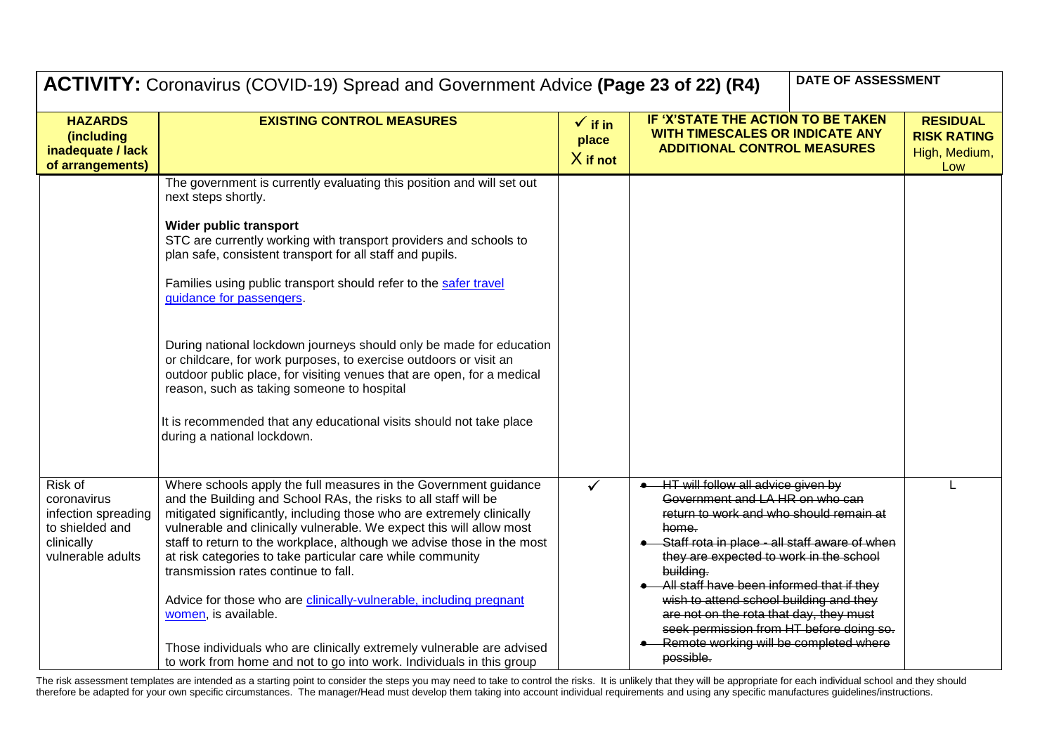## ACTIVITY: Coronavirus (COVID-19) Spread and Government Advice (Page 23 of 22) (R4)

**DATE OF ASSESSMENT**

| HAZARDS (including inadequate / lack of arrangements) | EXISTING CONTROL MEASURES | ✓ if in place X if not | IF 'X'STATE THE ACTION TO BE TAKEN WITH TIMESCALES OR INDICATE ANY ADDITIONAL CONTROL MEASURES | RESIDUAL RISK RATING High, Medium, Low |
|---|---|---|---|---|
| | The government is currently evaluating this position and will set out next steps shortly.<br><br>**Wider public transport**<br>STC are currently working with transport providers and schools to plan safe, consistent transport for all staff and pupils.<br><br>Families using public transport should refer to the safer travel guidance for passengers.<br><br>During national lockdown journeys should only be made for education or childcare, for work purposes, to exercise outdoors or visit an outdoor public place, for visiting venues that are open, for a medical reason, such as taking someone to hospital<br><br>It is recommended that any educational visits should not take place during a national lockdown. | | | |
| Risk of coronavirus infection spreading to shielded and clinically vulnerable adults | Where schools apply the full measures in the Government guidance and the Building and School RAs, the risks to all staff will be mitigated significantly, including those who are extremely clinically vulnerable and clinically vulnerable. We expect this will allow most staff to return to the workplace, although we advise those in the most at risk categories to take particular care while community transmission rates continue to fall.<br><br>Advice for those who are clinically-vulnerable, including pregnant women, is available.<br><br>Those individuals who are clinically extremely vulnerable are advised to work from home and not to go into work. Individuals in this group | ✓ | • ~~HT will follow all advice given by Government and LA HR on who can return to work and who should remain at home.~~<br>• ~~Staff rota in place - all staff aware of when they are expected to work in the school building.~~<br>• ~~All staff have been informed that if they wish to attend school building and they are not on the rota that day, they must seek permission from HT before doing so.~~<br>• ~~Remote working will be completed where possible.~~ | L |

The risk assessment templates are intended as a starting point to consider the steps you may need to take to control the risks. It is unlikely that they will be appropriate for each individual school and they should therefore be adapted for your own specific circumstances. The manager/Head must develop them taking into account individual requirements and using any specific manufactures guidelines/instructions.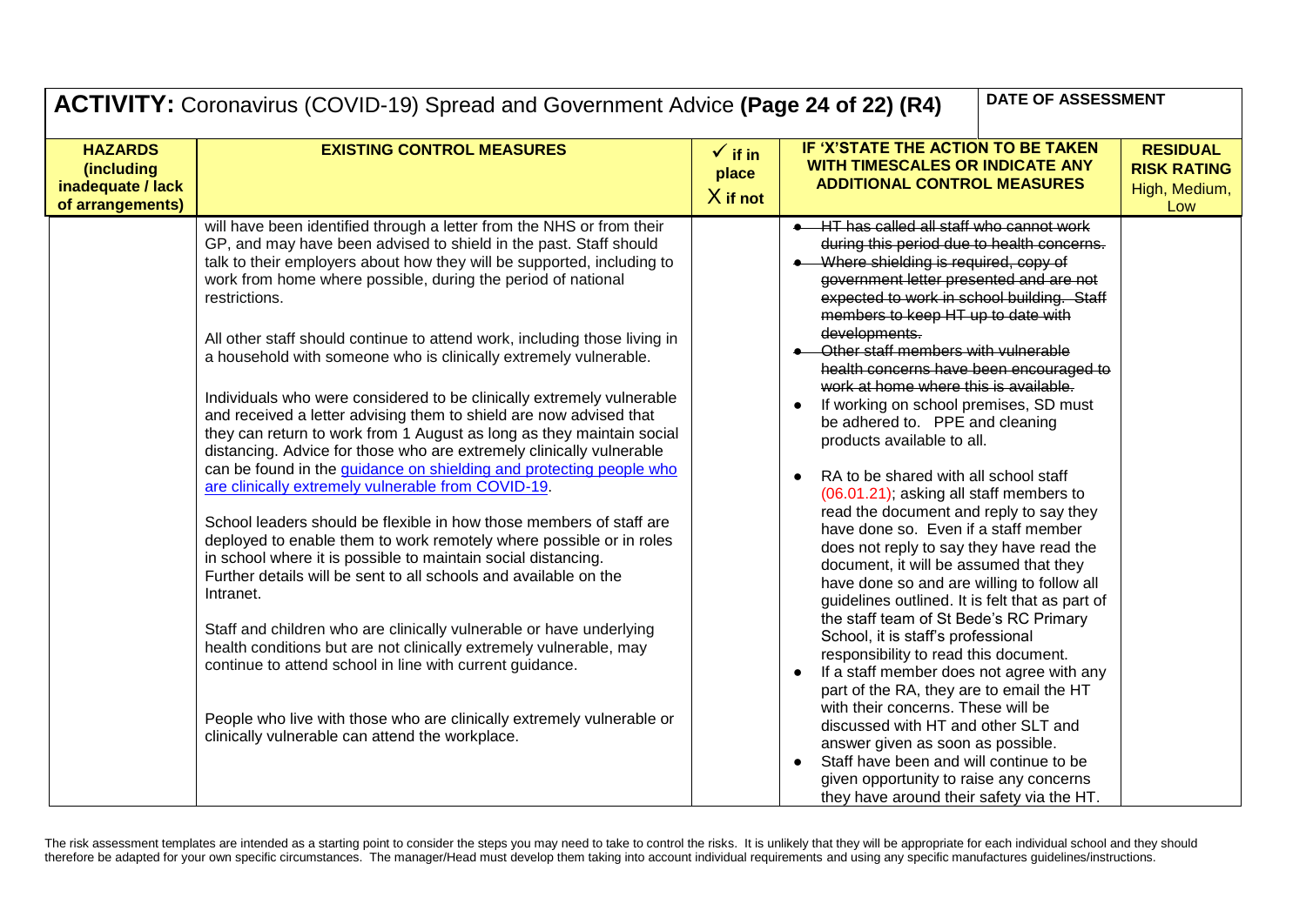| **ACTIVITY:** Coronavirus (COVID-19) Spread and Government Advice **(Page 24 of 22) (R4)** | | | **DATE OF ASSESSMENT** | |
|---|---|---|---|---|
| **HAZARDS (including inadequate / lack of arrangements)** | **EXISTING CONTROL MEASURES** | **✓ if in place X if not** | **IF 'X'STATE THE ACTION TO BE TAKEN WITH TIMESCALES OR INDICATE ANY ADDITIONAL CONTROL MEASURES** | **RESIDUAL RISK RATING** High, Medium, Low |
| | will have been identified through a letter from the NHS or from their GP, and may have been advised to shield in the past. Staff should talk to their employers about how they will be supported, including to work from home where possible, during the period of national restrictions.<br><br>All other staff should continue to attend work, including those living in a household with someone who is clinically extremely vulnerable.<br><br>Individuals who were considered to be clinically extremely vulnerable and received a letter advising them to shield are now advised that they can return to work from 1 August as long as they maintain social distancing. Advice for those who are extremely clinically vulnerable can be found in the guidance on shielding and protecting people who are clinically extremely vulnerable from COVID-19.<br><br>School leaders should be flexible in how those members of staff are deployed to enable them to work remotely where possible or in roles in school where it is possible to maintain social distancing. Further details will be sent to all schools and available on the Intranet.<br><br>Staff and children who are clinically vulnerable or have underlying health conditions but are not clinically extremely vulnerable, may continue to attend school in line with current guidance.<br><br>People who live with those who are clinically extremely vulnerable or clinically vulnerable can attend the workplace. | | • ~~HT has called all staff who cannot work during this period due to health concerns.~~<br>• ~~Where shielding is required, copy of government letter presented and are not expected to work in school building. Staff members to keep HT up to date with developments.~~<br>• ~~Other staff members with vulnerable health concerns have been encouraged to work at home where this is available.~~<br>• If working on school premises, SD must be adhered to. PPE and cleaning products available to all.<br>• RA to be shared with all school staff (06.01.21); asking all staff members to read the document and reply to say they have done so. Even if a staff member does not reply to say they have read the document, it will be assumed that they have done so and are willing to follow all guidelines outlined. It is felt that as part of the staff team of St Bede's RC Primary School, it is staff's professional responsibility to read this document.<br>• If a staff member does not agree with any part of the RA, they are to email the HT with their concerns. These will be discussed with HT and other SLT and answer given as soon as possible.<br>• Staff have been and will continue to be given opportunity to raise any concerns they have around their safety via the HT. | |

The risk assessment templates are intended as a starting point to consider the steps you may need to take to control the risks. It is unlikely that they will be appropriate for each individual school and they should therefore be adapted for your own specific circumstances. The manager/Head must develop them taking into account individual requirements and using any specific manufactures guidelines/instructions.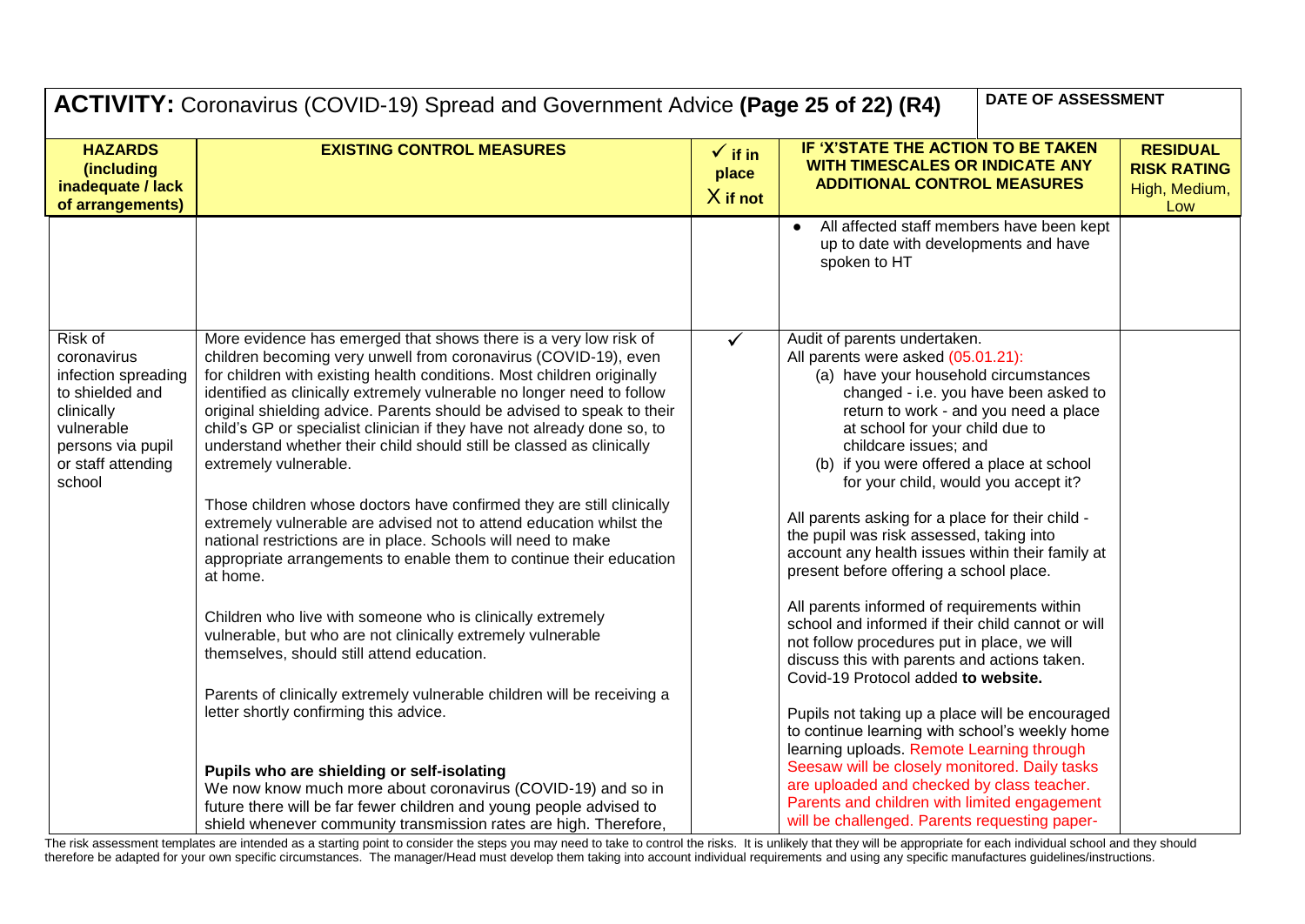| **ACTIVITY:** Coronavirus (COVID-19) Spread and Government Advice **(Page 25 of 22) (R4)** | | | **DATE OF ASSESSMENT** | |
|---|---|---|---|---|
| **HAZARDS (including inadequate / lack of arrangements)** | **EXISTING CONTROL MEASURES** | **✓ if in place X if not** | **IF 'X'STATE THE ACTION TO BE TAKEN WITH TIMESCALES OR INDICATE ANY ADDITIONAL CONTROL MEASURES** | **RESIDUAL RISK RATING** High, Medium, Low |
| | | | • All affected staff members have been kept up to date with developments and have spoken to HT | |
| Risk of coronavirus infection spreading to shielded and clinically vulnerable persons via pupil or staff attending school | More evidence has emerged that shows there is a very low risk of children becoming very unwell from coronavirus (COVID-19), even for children with existing health conditions. Most children originally identified as clinically extremely vulnerable no longer need to follow original shielding advice. Parents should be advised to speak to their child's GP or specialist clinician if they have not already done so, to understand whether their child should still be classed as clinically extremely vulnerable.<br><br>Those children whose doctors have confirmed they are still clinically extremely vulnerable are advised not to attend education whilst the national restrictions are in place. Schools will need to make appropriate arrangements to enable them to continue their education at home.<br><br>Children who live with someone who is clinically extremely vulnerable, but who are not clinically extremely vulnerable themselves, should still attend education.<br><br>Parents of clinically extremely vulnerable children will be receiving a letter shortly confirming this advice.<br><br>**Pupils who are shielding or self-isolating**<br>We now know much more about coronavirus (COVID-19) and so in future there will be far fewer children and young people advised to shield whenever community transmission rates are high. Therefore, | ✓ | Audit of parents undertaken.<br>All parents were asked (05.01.21):<br>(a) have your household circumstances changed - i.e. you have been asked to return to work - and you need a place at school for your child due to childcare issues; and<br>(b) if you were offered a place at school for your child, would you accept it?<br><br>All parents asking for a place for their child - the pupil was risk assessed, taking into account any health issues within their family at present before offering a school place.<br><br>All parents informed of requirements within school and informed if their child cannot or will not follow procedures put in place, we will discuss this with parents and actions taken. Covid-19 Protocol added **to website.**<br><br>Pupils not taking up a place will be encouraged to continue learning with school's weekly home learning uploads. Remote Learning through Seesaw will be closely monitored. Daily tasks are uploaded and checked by class teacher. Parents and children with limited engagement will be challenged. Parents requesting paper- | |

The risk assessment templates are intended as a starting point to consider the steps you may need to take to control the risks. It is unlikely that they will be appropriate for each individual school and they should therefore be adapted for your own specific circumstances. The manager/Head must develop them taking into account individual requirements and using any specific manufactures guidelines/instructions.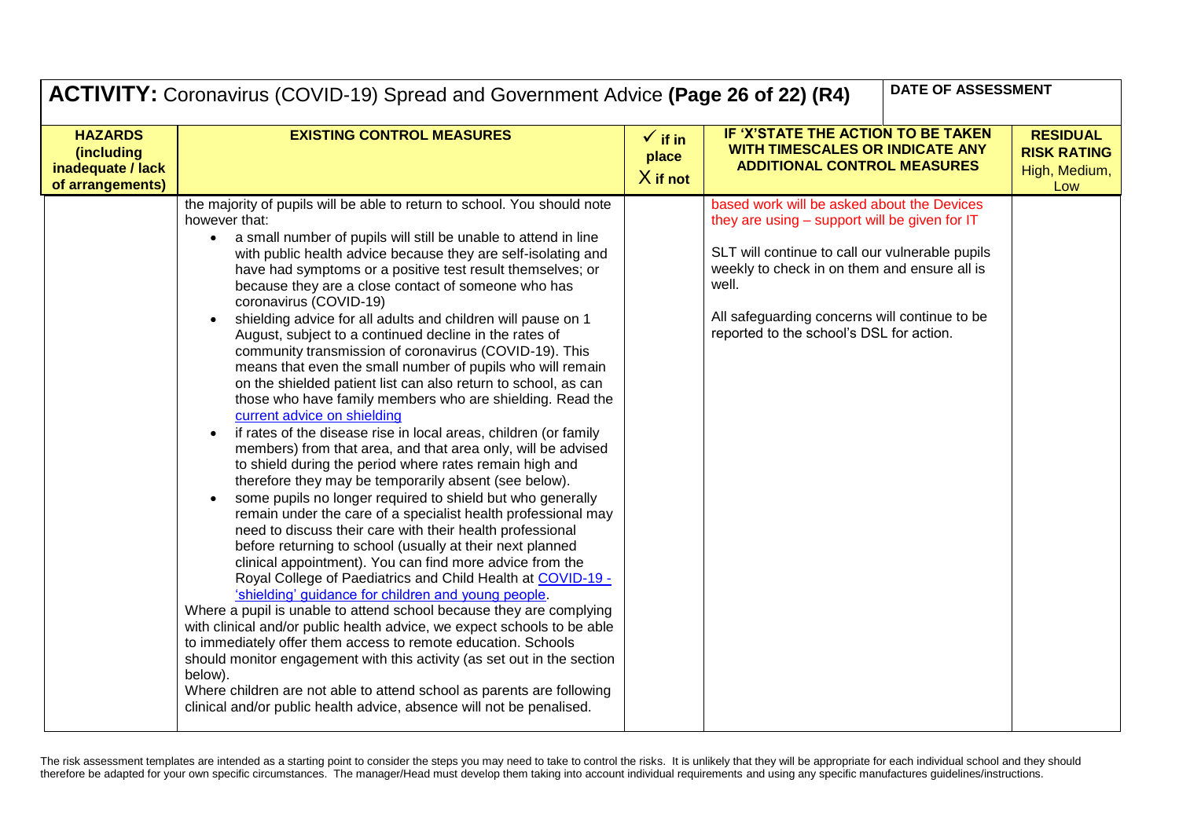## ACTIVITY: Coronavirus (COVID-19) Spread and Government Advice **(Page 26 of 22) (R4)**

**DATE OF ASSESSMENT**

| HAZARDS (including inadequate / lack of arrangements) | EXISTING CONTROL MEASURES | ✓ if in place X if not | IF 'X'STATE THE ACTION TO BE TAKEN WITH TIMESCALES OR INDICATE ANY ADDITIONAL CONTROL MEASURES | RESIDUAL RISK RATING High, Medium, Low |
|---|---|---|---|---|
| | the majority of pupils will be able to return to school. You should note however that:<br>• a small number of pupils will still be unable to attend in line with public health advice because they are self-isolating and have had symptoms or a positive test result themselves; or because they are a close contact of someone who has coronavirus (COVID-19)<br>• shielding advice for all adults and children will pause on 1 August, subject to a continued decline in the rates of community transmission of coronavirus (COVID-19). This means that even the small number of pupils who will remain on the shielded patient list can also return to school, as can those who have family members who are shielding. Read the current advice on shielding<br>• if rates of the disease rise in local areas, children (or family members) from that area, and that area only, will be advised to shield during the period where rates remain high and therefore they may be temporarily absent (see below).<br>• some pupils no longer required to shield but who generally remain under the care of a specialist health professional may need to discuss their care with their health professional before returning to school (usually at their next planned clinical appointment). You can find more advice from the Royal College of Paediatrics and Child Health at COVID-19 - 'shielding' guidance for children and young people.<br>Where a pupil is unable to attend school because they are complying with clinical and/or public health advice, we expect schools to be able to immediately offer them access to remote education. Schools should monitor engagement with this activity (as set out in the section below).<br>Where children are not able to attend school as parents are following clinical and/or public health advice, absence will not be penalised. | | based work will be asked about the Devices they are using – support will be given for IT<br><br>SLT will continue to call our vulnerable pupils weekly to check in on them and ensure all is well.<br><br>All safeguarding concerns will continue to be reported to the school's DSL for action. | |

The risk assessment templates are intended as a starting point to consider the steps you may need to take to control the risks. It is unlikely that they will be appropriate for each individual school and they should therefore be adapted for your own specific circumstances. The manager/Head must develop them taking into account individual requirements and using any specific manufactures guidelines/instructions.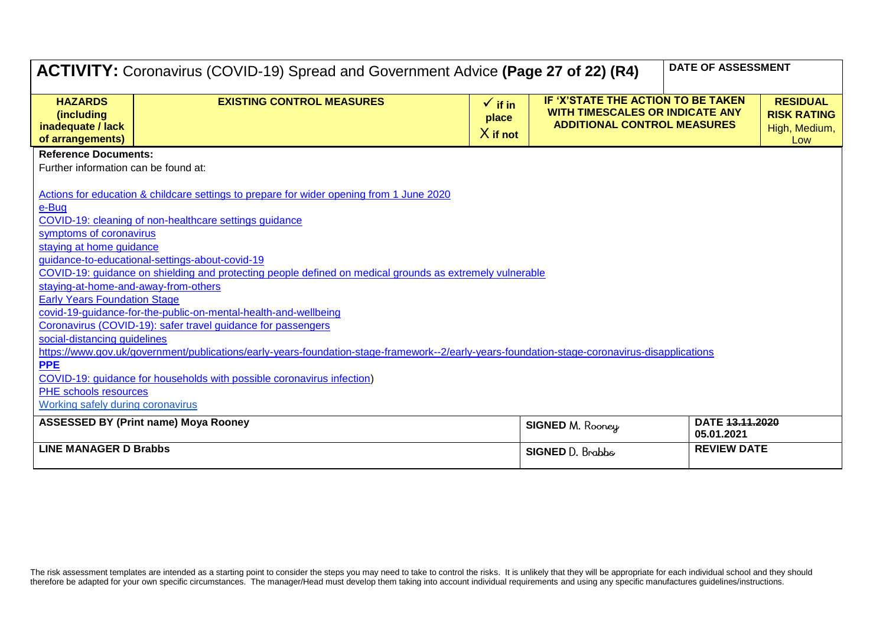**ACTIVITY:** Coronavirus (COVID-19) Spread and Government Advice **(Page 27 of 22) (R4)**

| DATE OF ASSESSMENT |
| --- |
| |

| HAZARDS (including inadequate / lack of arrangements) | EXISTING CONTROL MEASURES | ✓ if in place X if not | IF 'X'STATE THE ACTION TO BE TAKEN WITH TIMESCALES OR INDICATE ANY ADDITIONAL CONTROL MEASURES | RESIDUAL RISK RATING High, Medium, Low |
| --- | --- | --- | --- | --- |

**Reference Documents:**

Further information can be found at:

Actions for education & childcare settings to prepare for wider opening from 1 June 2020
e-Bug
COVID-19: cleaning of non-healthcare settings guidance
symptoms of coronavirus
staying at home guidance
guidance-to-educational-settings-about-covid-19
COVID-19: guidance on shielding and protecting people defined on medical grounds as extremely vulnerable
staying-at-home-and-away-from-others
Early Years Foundation Stage
covid-19-guidance-for-the-public-on-mental-health-and-wellbeing
Coronavirus (COVID-19): safer travel guidance for passengers
social-distancing guidelines
https://www.gov.uk/government/publications/early-years-foundation-stage-framework--2/early-years-foundation-stage-coronavirus-disapplications
**PPE**
COVID-19: guidance for households with possible coronavirus infection)
PHE schools resources
Working safely during coronavirus

| ASSESSED BY (Print name) Moya Rooney | SIGNED M. Rooney | DATE ~~13.11.2020~~ 05.01.2021 |
| --- | --- | --- |
| **LINE MANAGER D Brabbs** | **SIGNED** D. Brabbs | **REVIEW DATE** |

The risk assessment templates are intended as a starting point to consider the steps you may need to take to control the risks. It is unlikely that they will be appropriate for each individual school and they should therefore be adapted for your own specific circumstances. The manager/Head must develop them taking into account individual requirements and using any specific manufactures guidelines/instructions.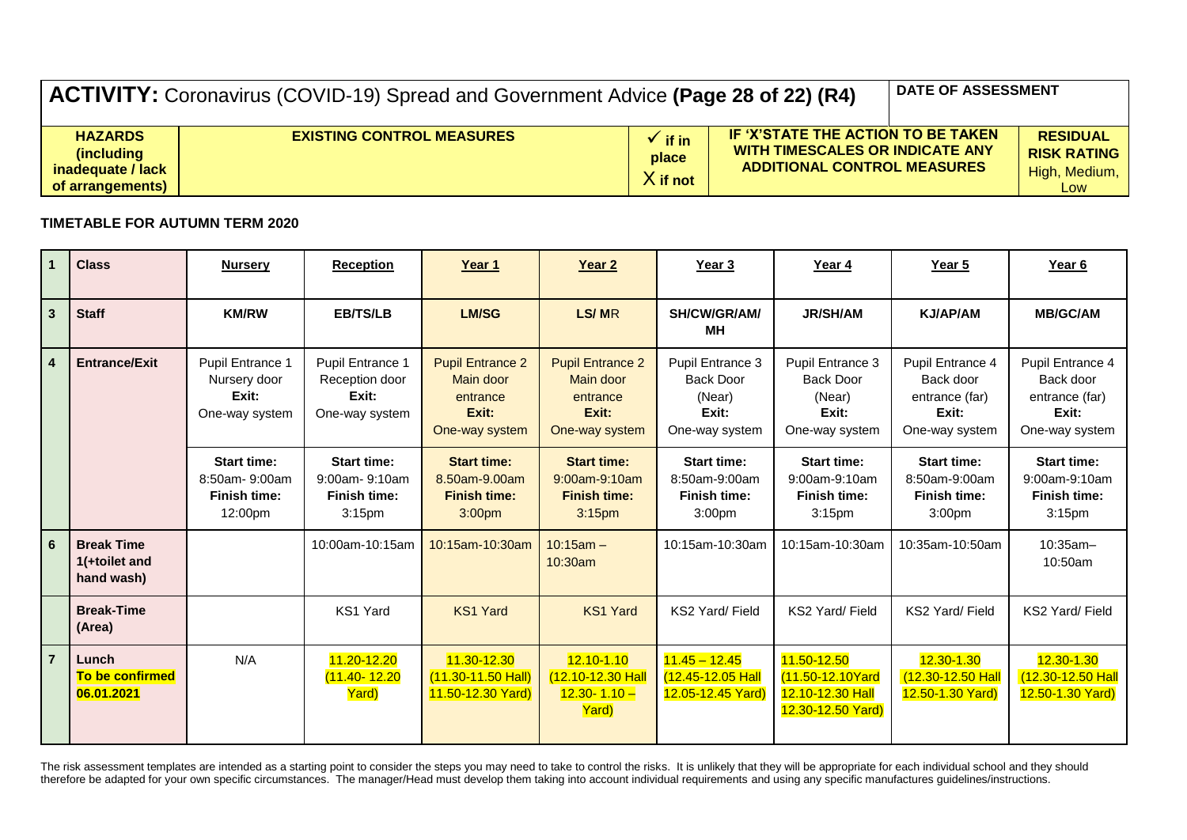| **ACTIVITY:** Coronavirus (COVID-19) Spread and Government Advice **(Page 28 of 22) (R4)** | | | | **DATE OF ASSESSMENT** |
|---|---|---|---|---|
| **HAZARDS (including inadequate / lack of arrangements)** | **EXISTING CONTROL MEASURES** | ✓ **if in place** X **if not** | **IF 'X'STATE THE ACTION TO BE TAKEN WITH TIMESCALES OR INDICATE ANY ADDITIONAL CONTROL MEASURES** | **RESIDUAL RISK RATING** High, Medium, Low |

**TIMETABLE FOR AUTUMN TERM 2020**

| 1 | **Class** | **Nursery** | **Reception** | **Year 1** | **Year 2** | **Year 3** | **Year 4** | **Year 5** | **Year 6** |
|---|---|---|---|---|---|---|---|---|---|
| 3 | **Staff** | **KM/RW** | **EB/TS/LB** | **LM/SG** | **LS/ MR** | **SH/CW/GR/AM/ MH** | **JR/SH/AM** | **KJ/AP/AM** | **MB/GC/AM** |
| 4 | **Entrance/Exit** | Pupil Entrance 1 Nursery door **Exit:** One-way system | Pupil Entrance 1 Reception door **Exit:** One-way system | Pupil Entrance 2 Main door entrance **Exit:** One-way system | Pupil Entrance 2 Main door entrance **Exit:** One-way system | Pupil Entrance 3 Back Door (Near) **Exit:** One-way system | Pupil Entrance 3 Back Door (Near) **Exit:** One-way system | Pupil Entrance 4 Back door entrance (far) **Exit:** One-way system | Pupil Entrance 4 Back door entrance (far) **Exit:** One-way system |
| | | **Start time:** 8:50am- 9:00am **Finish time:** 12:00pm | **Start time:** 9:00am- 9:10am **Finish time:** 3:15pm | **Start time:** 8.50am-9.00am **Finish time:** 3:00pm | **Start time:** 9:00am-9:10am **Finish time:** 3:15pm | **Start time:** 8:50am-9:00am **Finish time:** 3:00pm | **Start time:** 9:00am-9:10am **Finish time:** 3:15pm | **Start time:** 8:50am-9:00am **Finish time:** 3:00pm | **Start time:** 9:00am-9:10am **Finish time:** 3:15pm |
| 6 | **Break Time 1(+toilet and hand wash)** | | 10:00am-10:15am | 10:15am-10:30am | 10:15am – 10:30am | 10:15am-10:30am | 10:15am-10:30am | 10:35am-10:50am | 10:35am– 10:50am |
| | **Break-Time (Area)** | | KS1 Yard | KS1 Yard | KS1 Yard | KS2 Yard/ Field | KS2 Yard/ Field | KS2 Yard/ Field | KS2 Yard/ Field |
| 7 | **Lunch To be confirmed 06.01.2021** | N/A | 11.20-12.20 (11.40- 12.20 Yard) | 11.30-12.30 (11.30-11.50 Hall) 11.50-12.30 Yard) | 12.10-1.10 (12.10-12.30 Hall 12.30- 1.10 – Yard) | 11.45 – 12.45 (12.45-12.05 Hall 12.05-12.45 Yard) | 11.50-12.50 (11.50-12.10Yard 12.10-12.30 Hall 12.30-12.50 Yard) | 12.30-1.30 (12.30-12.50 Hall 12.50-1.30 Yard) | 12.30-1.30 (12.30-12.50 Hall 12.50-1.30 Yard) |

The risk assessment templates are intended as a starting point to consider the steps you may need to take to control the risks. It is unlikely that they will be appropriate for each individual school and they should therefore be adapted for your own specific circumstances. The manager/Head must develop them taking into account individual requirements and using any specific manufactures guidelines/instructions.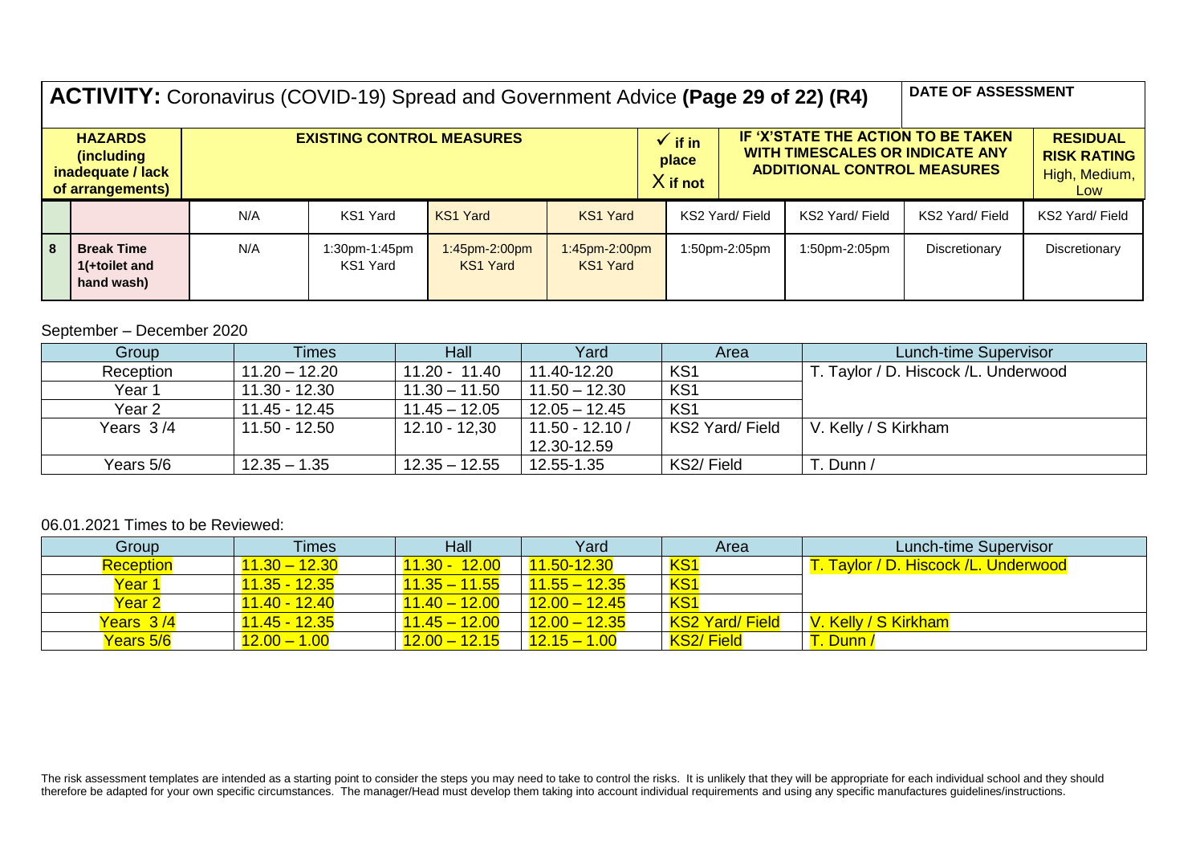| **ACTIVITY:** Coronavirus (COVID-19) Spread and Government Advice **(Page 29 of 22) (R4)** | | | | | | | | | **DATE OF ASSESSMENT** |
|---|---|---|---|---|---|---|---|---|---|
| **HAZARDS (including inadequate / lack of arrangements)** | | **EXISTING CONTROL MEASURES** | | | | **✓ if in place X if not** | **IF 'X'STATE THE ACTION TO BE TAKEN WITH TIMESCALES OR INDICATE ANY ADDITIONAL CONTROL MEASURES** | | **RESIDUAL RISK RATING High, Medium, Low** |
| | | N/A | KS1 Yard | KS1 Yard | KS1 Yard | KS2 Yard/ Field | KS2 Yard/ Field | KS2 Yard/ Field | KS2 Yard/ Field |
| **8** | **Break Time 1(+toilet and hand wash)** | N/A | 1:30pm-1:45pm KS1 Yard | 1:45pm-2:00pm KS1 Yard | 1:45pm-2:00pm KS1 Yard | 1:50pm-2:05pm | 1:50pm-2:05pm | Discretionary | Discretionary |

September – December 2020

| Group | Times | Hall | Yard | Area | Lunch-time Supervisor |
|---|---|---|---|---|---|
| Reception | 11.20 – 12.20 | 11.20 - 11.40 | 11.40-12.20 | KS1 | T. Taylor / D. Hiscock /L. Underwood |
| Year 1 | 11.30 - 12.30 | 11.30 – 11.50 | 11.50 – 12.30 | KS1 | |
| Year 2 | 11.45 - 12.45 | 11.45 – 12.05 | 12.05 – 12.45 | KS1 | |
| Years 3 /4 | 11.50 - 12.50 | 12.10 - 12,30 | 11.50 - 12.10 / 12.30-12.59 | KS2 Yard/ Field | V. Kelly / S Kirkham |
| Years 5/6 | 12.35 – 1.35 | 12.35 – 12.55 | 12.55-1.35 | KS2/ Field | T. Dunn / |

06.01.2021 Times to be Reviewed:

| Group | Times | Hall | Yard | Area | Lunch-time Supervisor |
|---|---|---|---|---|---|
| Reception | 11.30 – 12.30 | 11.30 - 12.00 | 11.50-12.30 | KS1 | T. Taylor / D. Hiscock /L. Underwood |
| Year 1 | 11.35 - 12.35 | 11.35 – 11.55 | 11.55 – 12.35 | KS1 | |
| Year 2 | 11.40 - 12.40 | 11.40 – 12.00 | 12.00 – 12.45 | KS1 | |
| Years 3 /4 | 11.45 - 12.35 | 11.45 – 12.00 | 12.00 – 12.35 | KS2 Yard/ Field | V. Kelly / S Kirkham |
| Years 5/6 | 12.00 – 1.00 | 12.00 – 12.15 | 12.15 – 1.00 | KS2/ Field | T. Dunn / |

The risk assessment templates are intended as a starting point to consider the steps you may need to take to control the risks. It is unlikely that they will be appropriate for each individual school and they should therefore be adapted for your own specific circumstances. The manager/Head must develop them taking into account individual requirements and using any specific manufactures guidelines/instructions.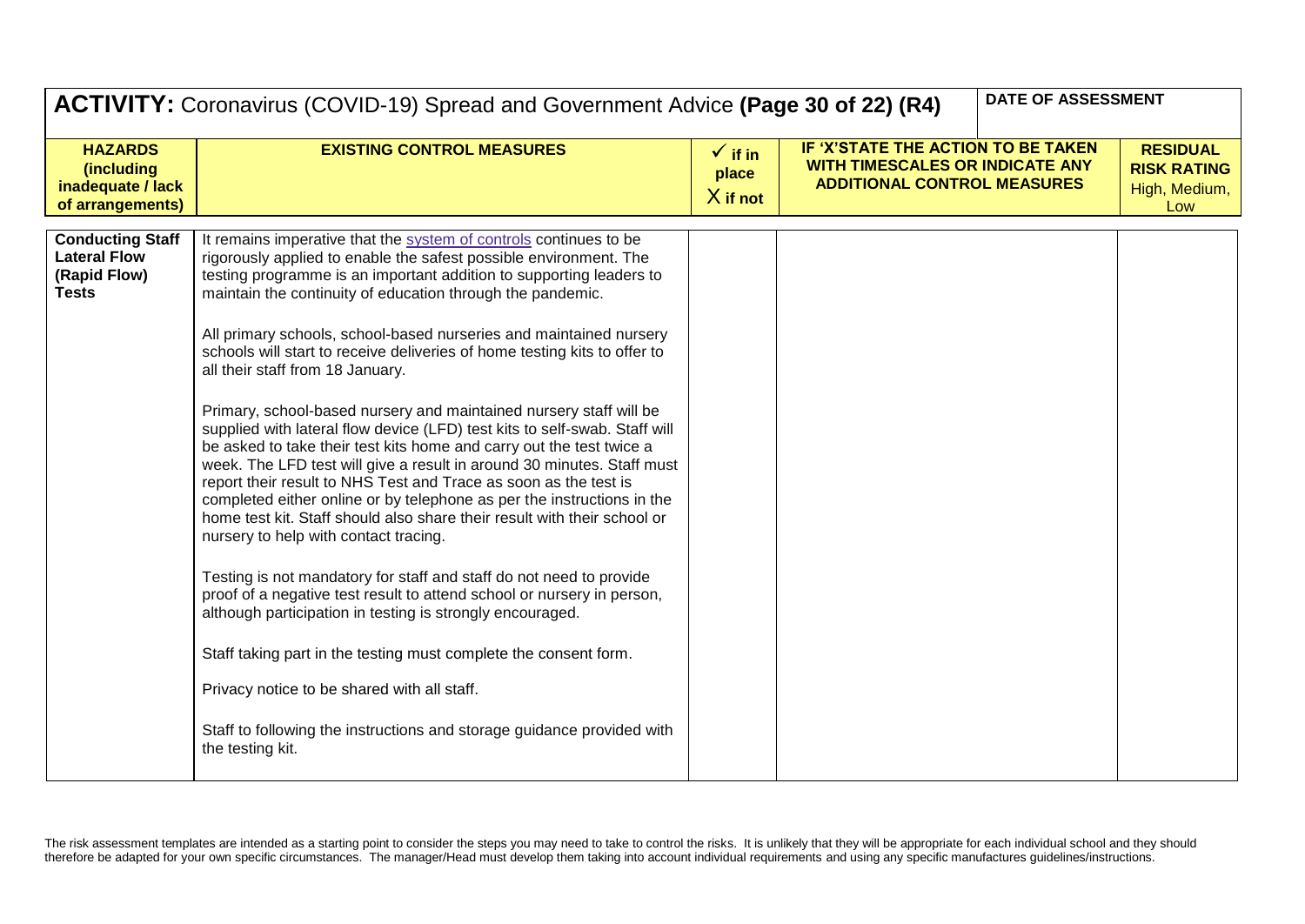| **ACTIVITY:** Coronavirus (COVID-19) Spread and Government Advice **(Page 30 of 22) (R4)** | | | | **DATE OF ASSESSMENT** |
|---|---|---|---|---|
| **HAZARDS (including inadequate / lack of arrangements)** | **EXISTING CONTROL MEASURES** | **✓ if in place X if not** | **IF 'X'STATE THE ACTION TO BE TAKEN WITH TIMESCALES OR INDICATE ANY ADDITIONAL CONTROL MEASURES** | **RESIDUAL RISK RATING** High, Medium, Low |
| **Conducting Staff Lateral Flow (Rapid Flow) Tests** | It remains imperative that the system of controls continues to be rigorously applied to enable the safest possible environment. The testing programme is an important addition to supporting leaders to maintain the continuity of education through the pandemic.<br><br>All primary schools, school-based nurseries and maintained nursery schools will start to receive deliveries of home testing kits to offer to all their staff from 18 January.<br><br>Primary, school-based nursery and maintained nursery staff will be supplied with lateral flow device (LFD) test kits to self-swab. Staff will be asked to take their test kits home and carry out the test twice a week. The LFD test will give a result in around 30 minutes. Staff must report their result to NHS Test and Trace as soon as the test is completed either online or by telephone as per the instructions in the home test kit. Staff should also share their result with their school or nursery to help with contact tracing.<br><br>Testing is not mandatory for staff and staff do not need to provide proof of a negative test result to attend school or nursery in person, although participation in testing is strongly encouraged.<br><br>Staff taking part in the testing must complete the consent form.<br><br>Privacy notice to be shared with all staff.<br><br>Staff to following the instructions and storage guidance provided with the testing kit. | | | |

The risk assessment templates are intended as a starting point to consider the steps you may need to take to control the risks. It is unlikely that they will be appropriate for each individual school and they should therefore be adapted for your own specific circumstances. The manager/Head must develop them taking into account individual requirements and using any specific manufactures guidelines/instructions.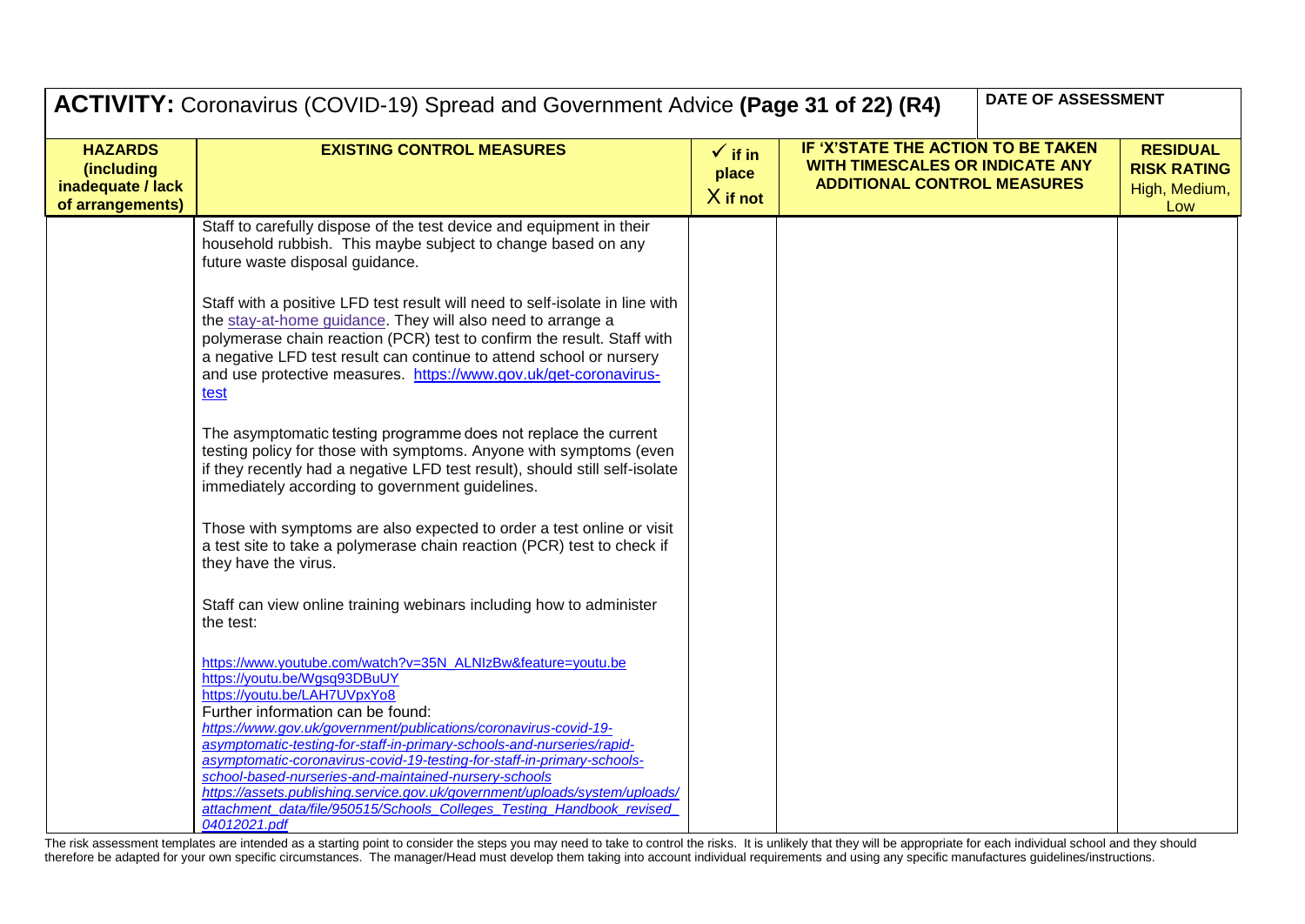# ACTIVITY: Coronavirus (COVID-19) Spread and Government Advice **(Page 31 of 22) (R4)**

| HAZARDS (including inadequate / lack of arrangements) | EXISTING CONTROL MEASURES | ✓ if in place X if not | IF 'X'STATE THE ACTION TO BE TAKEN WITH TIMESCALES OR INDICATE ANY ADDITIONAL CONTROL MEASURES | DATE OF ASSESSMENT | RESIDUAL RISK RATING High, Medium, Low |
|---|---|---|---|---|---|
| | Staff to carefully dispose of the test device and equipment in their household rubbish. This maybe subject to change based on any future waste disposal guidance.<br><br>Staff with a positive LFD test result will need to self-isolate in line with the stay-at-home guidance. They will also need to arrange a polymerase chain reaction (PCR) test to confirm the result. Staff with a negative LFD test result can continue to attend school or nursery and use protective measures. https://www.gov.uk/get-coronavirus-test<br><br>The asymptomatic testing programme does not replace the current testing policy for those with symptoms. Anyone with symptoms (even if they recently had a negative LFD test result), should still self-isolate immediately according to government guidelines.<br><br>Those with symptoms are also expected to order a test online or visit a test site to take a polymerase chain reaction (PCR) test to check if they have the virus.<br><br>Staff can view online training webinars including how to administer the test:<br><br>https://www.youtube.com/watch?v=35N_ALNIzBw&feature=youtu.be<br>https://youtu.be/Wgsq93DBuUY<br>https://youtu.be/LAH7UVpxYo8<br>Further information can be found:<br>*https://www.gov.uk/government/publications/coronavirus-covid-19-asymptomatic-testing-for-staff-in-primary-schools-and-nurseries/rapid-asymptomatic-coronavirus-covid-19-testing-for-staff-in-primary-schools-school-based-nurseries-and-maintained-nursery-schools*<br>*https://assets.publishing.service.gov.uk/government/uploads/system/uploads/attachment_data/file/950515/Schools_Colleges_Testing_Handbook_revised_04012021.pdf* | | | | |

The risk assessment templates are intended as a starting point to consider the steps you may need to take to control the risks. It is unlikely that they will be appropriate for each individual school and they should therefore be adapted for your own specific circumstances. The manager/Head must develop them taking into account individual requirements and using any specific manufactures guidelines/instructions.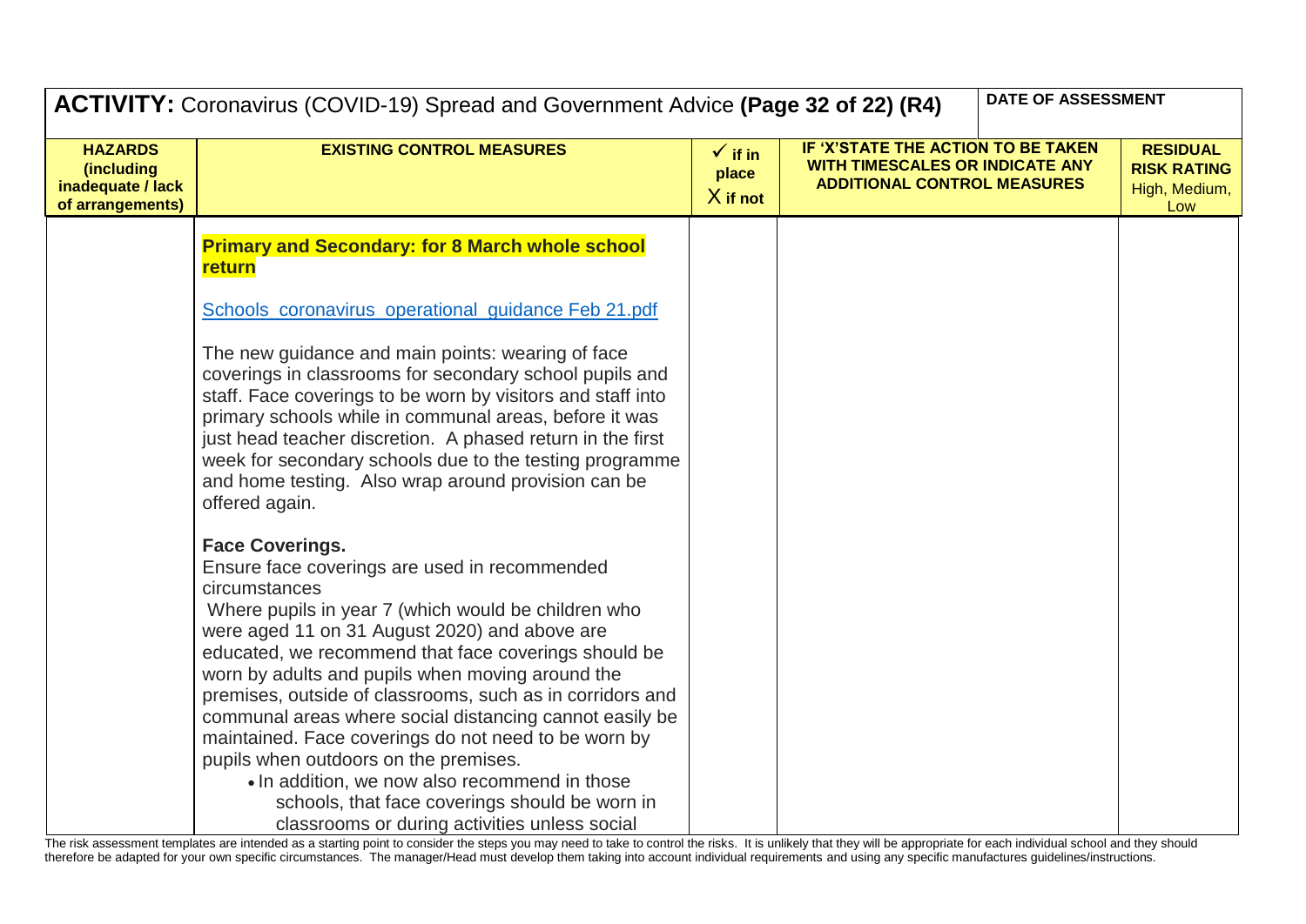| **ACTIVITY:** Coronavirus (COVID-19) Spread and Government Advice **(Page 32 of 22) (R4)** | | | **DATE OF ASSESSMENT** | |
|---|---|---|---|---|
| **HAZARDS (including inadequate / lack of arrangements)** | **EXISTING CONTROL MEASURES** | **✓ if in place X if not** | **IF 'X'STATE THE ACTION TO BE TAKEN WITH TIMESCALES OR INDICATE ANY ADDITIONAL CONTROL MEASURES** | **RESIDUAL RISK RATING** High, Medium, Low |
| | **Primary and Secondary: for 8 March whole school return**<br><br>Schools_coronavirus_operational_guidance Feb 21.pdf<br><br>The new guidance and main points: wearing of face coverings in classrooms for secondary school pupils and staff. Face coverings to be worn by visitors and staff into primary schools while in communal areas, before it was just head teacher discretion. A phased return in the first week for secondary schools due to the testing programme and home testing. Also wrap around provision can be offered again.<br><br>**Face Coverings.**<br>Ensure face coverings are used in recommended circumstances<br>Where pupils in year 7 (which would be children who were aged 11 on 31 August 2020) and above are educated, we recommend that face coverings should be worn by adults and pupils when moving around the premises, outside of classrooms, such as in corridors and communal areas where social distancing cannot easily be maintained. Face coverings do not need to be worn by pupils when outdoors on the premises.<br>• In addition, we now also recommend in those schools, that face coverings should be worn in classrooms or during activities unless social | | | |

The risk assessment templates are intended as a starting point to consider the steps you may need to take to control the risks. It is unlikely that they will be appropriate for each individual school and they should therefore be adapted for your own specific circumstances. The manager/Head must develop them taking into account individual requirements and using any specific manufactures guidelines/instructions.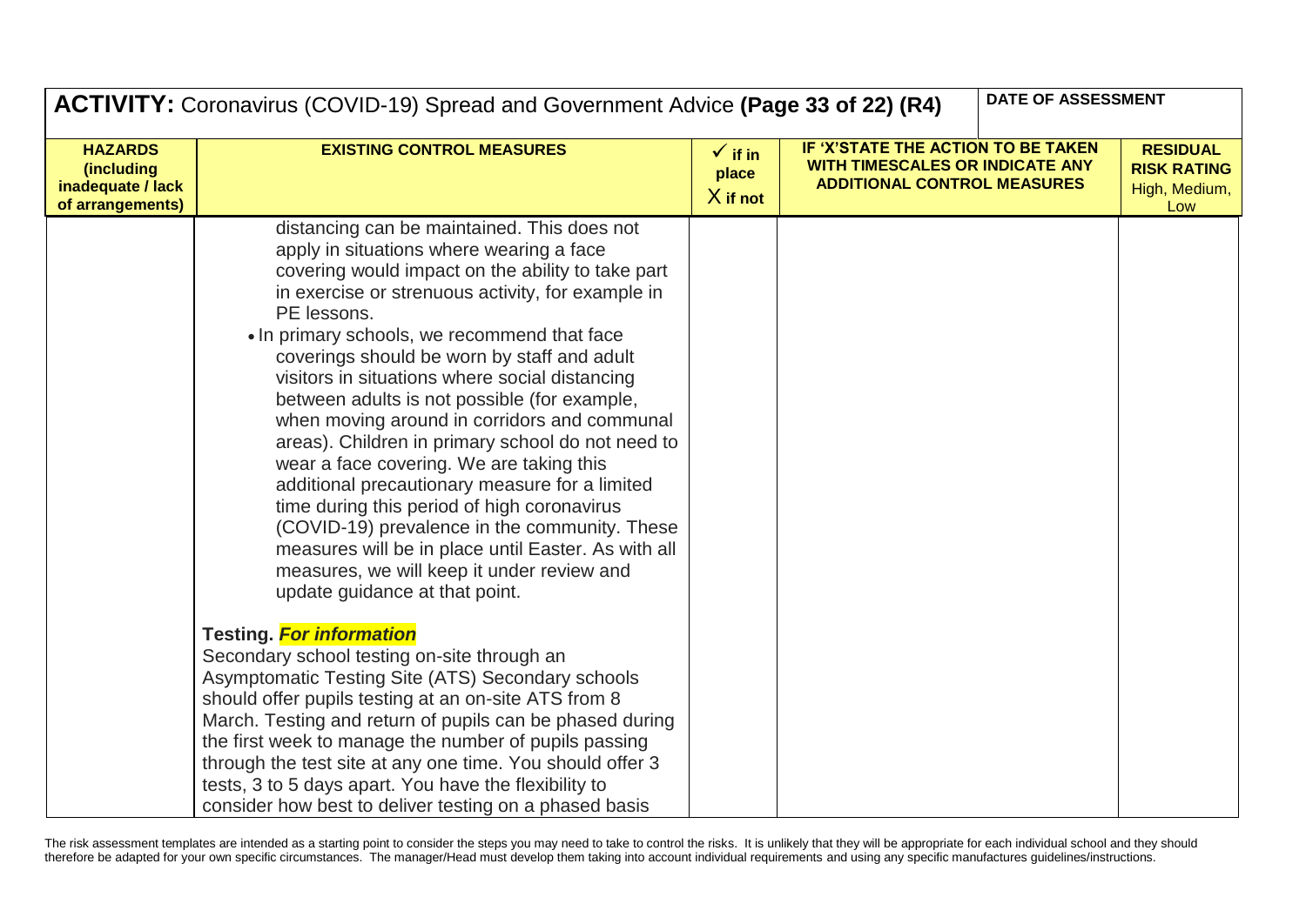| **ACTIVITY:** Coronavirus (COVID-19) Spread and Government Advice **(Page 33 of 22) (R4)** | | | **DATE OF ASSESSMENT** | |
|---|---|---|---|---|
| **HAZARDS (including inadequate / lack of arrangements)** | **EXISTING CONTROL MEASURES** | **✓ if in place X if not** | **IF 'X'STATE THE ACTION TO BE TAKEN WITH TIMESCALES OR INDICATE ANY ADDITIONAL CONTROL MEASURES** | **RESIDUAL RISK RATING** High, Medium, Low |
| | distancing can be maintained. This does not apply in situations where wearing a face covering would impact on the ability to take part in exercise or strenuous activity, for example in PE lessons.<br>• In primary schools, we recommend that face coverings should be worn by staff and adult visitors in situations where social distancing between adults is not possible (for example, when moving around in corridors and communal areas). Children in primary school do not need to wear a face covering. We are taking this additional precautionary measure for a limited time during this period of high coronavirus (COVID-19) prevalence in the community. These measures will be in place until Easter. As with all measures, we will keep it under review and update guidance at that point.<br><br>**Testing. *For information***<br>Secondary school testing on-site through an Asymptomatic Testing Site (ATS) Secondary schools should offer pupils testing at an on-site ATS from 8 March. Testing and return of pupils can be phased during the first week to manage the number of pupils passing through the test site at any one time. You should offer 3 tests, 3 to 5 days apart. You have the flexibility to consider how best to deliver testing on a phased basis | | | |

The risk assessment templates are intended as a starting point to consider the steps you may need to take to control the risks. It is unlikely that they will be appropriate for each individual school and they should therefore be adapted for your own specific circumstances. The manager/Head must develop them taking into account individual requirements and using any specific manufactures guidelines/instructions.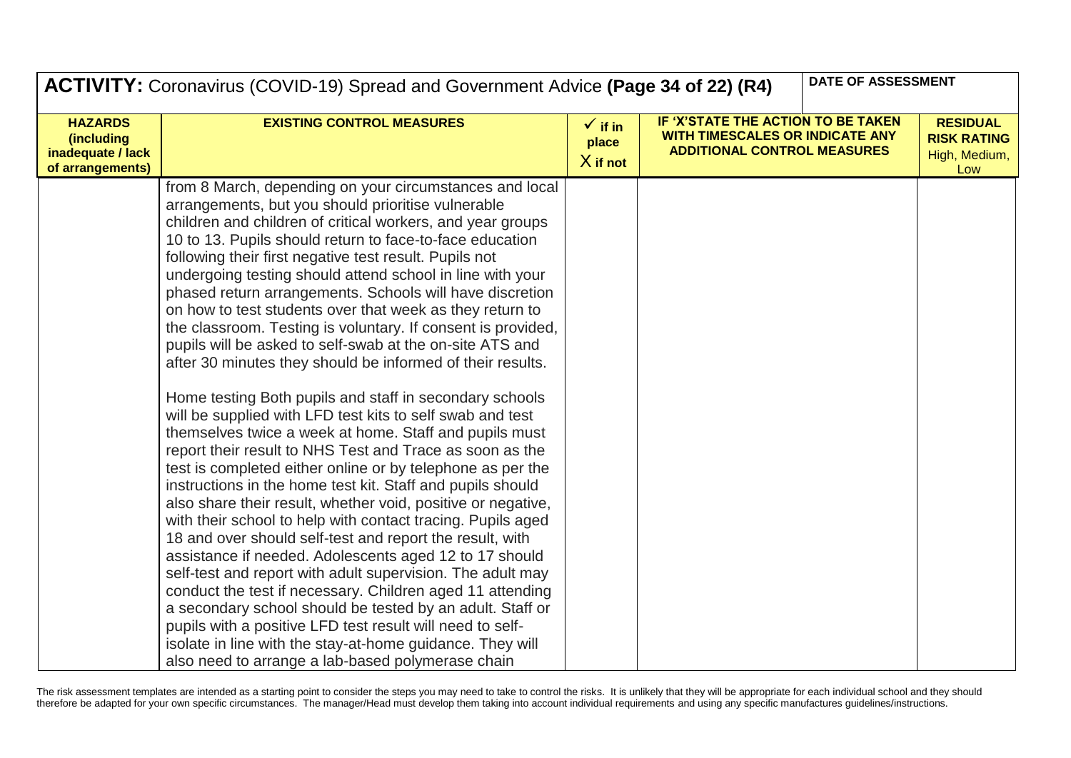## ACTIVITY: Coronavirus (COVID-19) Spread and Government Advice **(Page 34 of 22) (R4)**

| HAZARDS (including inadequate / lack of arrangements) | EXISTING CONTROL MEASURES | ✓ if in place X if not | IF 'X'STATE THE ACTION TO BE TAKEN WITH TIMESCALES OR INDICATE ANY ADDITIONAL CONTROL MEASURES | RESIDUAL RISK RATING High, Medium, Low |
|---|---|---|---|---|
| | from 8 March, depending on your circumstances and local arrangements, but you should prioritise vulnerable children and children of critical workers, and year groups 10 to 13. Pupils should return to face-to-face education following their first negative test result. Pupils not undergoing testing should attend school in line with your phased return arrangements. Schools will have discretion on how to test students over that week as they return to the classroom. Testing is voluntary. If consent is provided, pupils will be asked to self-swab at the on-site ATS and after 30 minutes they should be informed of their results.<br><br>Home testing Both pupils and staff in secondary schools will be supplied with LFD test kits to self swab and test themselves twice a week at home. Staff and pupils must report their result to NHS Test and Trace as soon as the test is completed either online or by telephone as per the instructions in the home test kit. Staff and pupils should also share their result, whether void, positive or negative, with their school to help with contact tracing. Pupils aged 18 and over should self-test and report the result, with assistance if needed. Adolescents aged 12 to 17 should self-test and report with adult supervision. The adult may conduct the test if necessary. Children aged 11 attending a secondary school should be tested by an adult. Staff or pupils with a positive LFD test result will need to self-isolate in line with the stay-at-home guidance. They will also need to arrange a lab-based polymerase chain | | | |

DATE OF ASSESSMENT

The risk assessment templates are intended as a starting point to consider the steps you may need to take to control the risks. It is unlikely that they will be appropriate for each individual school and they should therefore be adapted for your own specific circumstances. The manager/Head must develop them taking into account individual requirements and using any specific manufactures guidelines/instructions.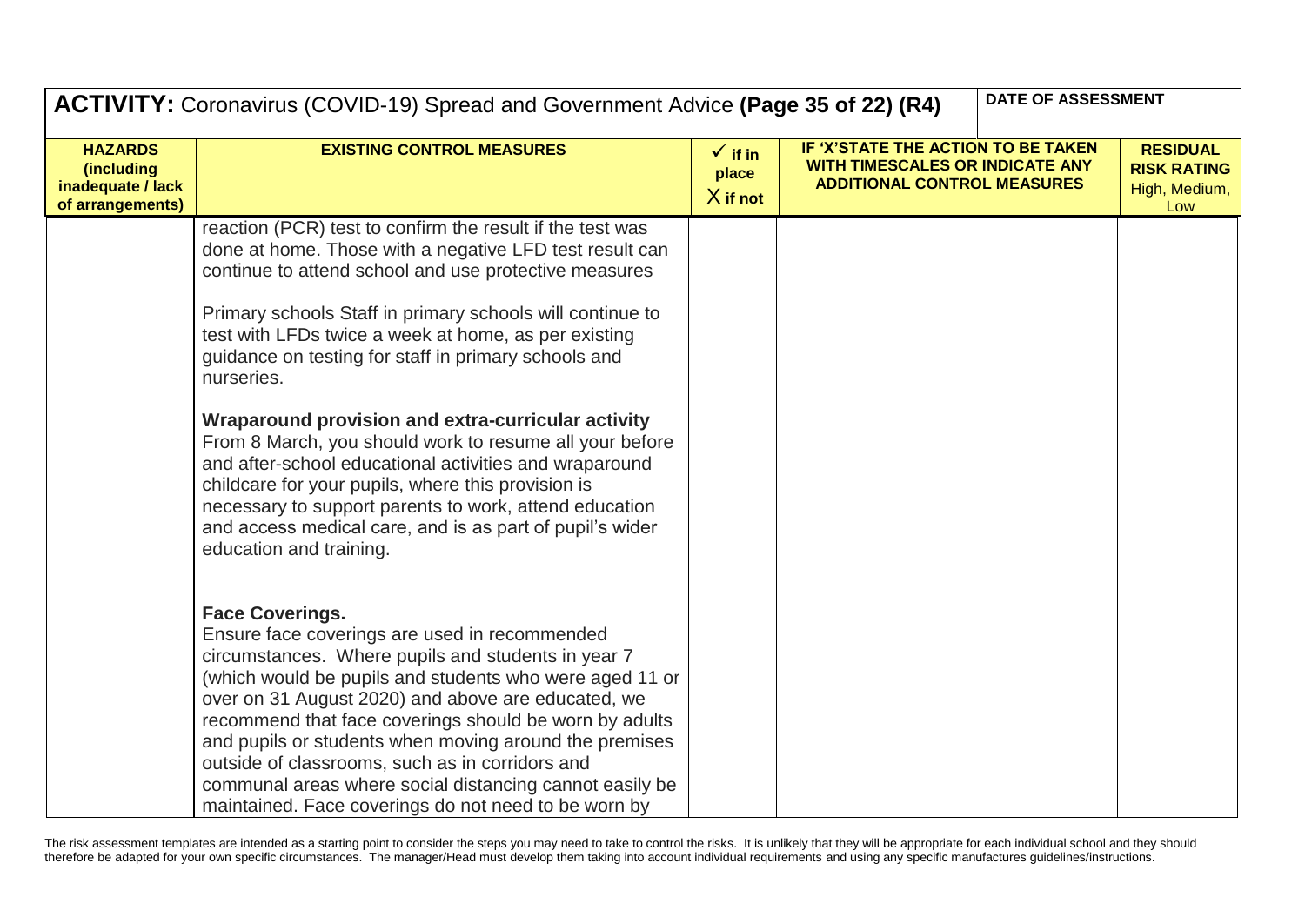**ACTIVITY:** Coronavirus (COVID-19) Spread and Government Advice **(Page 35 of 22) (R4)**

| **DATE OF ASSESSMENT** |
|---|
| |

| **HAZARDS (including inadequate / lack of arrangements)** | **EXISTING CONTROL MEASURES** | **✓ if in place X if not** | **IF 'X'STATE THE ACTION TO BE TAKEN WITH TIMESCALES OR INDICATE ANY ADDITIONAL CONTROL MEASURES** | **RESIDUAL RISK RATING** High, Medium, Low |
|---|---|---|---|---|
| | reaction (PCR) test to confirm the result if the test was done at home. Those with a negative LFD test result can continue to attend school and use protective measures<br><br>Primary schools Staff in primary schools will continue to test with LFDs twice a week at home, as per existing guidance on testing for staff in primary schools and nurseries.<br><br>**Wraparound provision and extra-curricular activity**<br>From 8 March, you should work to resume all your before and after-school educational activities and wraparound childcare for your pupils, where this provision is necessary to support parents to work, attend education and access medical care, and is as part of pupil's wider education and training.<br><br>**Face Coverings.**<br>Ensure face coverings are used in recommended circumstances. Where pupils and students in year 7 (which would be pupils and students who were aged 11 or over on 31 August 2020) and above are educated, we recommend that face coverings should be worn by adults and pupils or students when moving around the premises outside of classrooms, such as in corridors and communal areas where social distancing cannot easily be maintained. Face coverings do not need to be worn by | | | |

The risk assessment templates are intended as a starting point to consider the steps you may need to take to control the risks. It is unlikely that they will be appropriate for each individual school and they should therefore be adapted for your own specific circumstances. The manager/Head must develop them taking into account individual requirements and using any specific manufactures guidelines/instructions.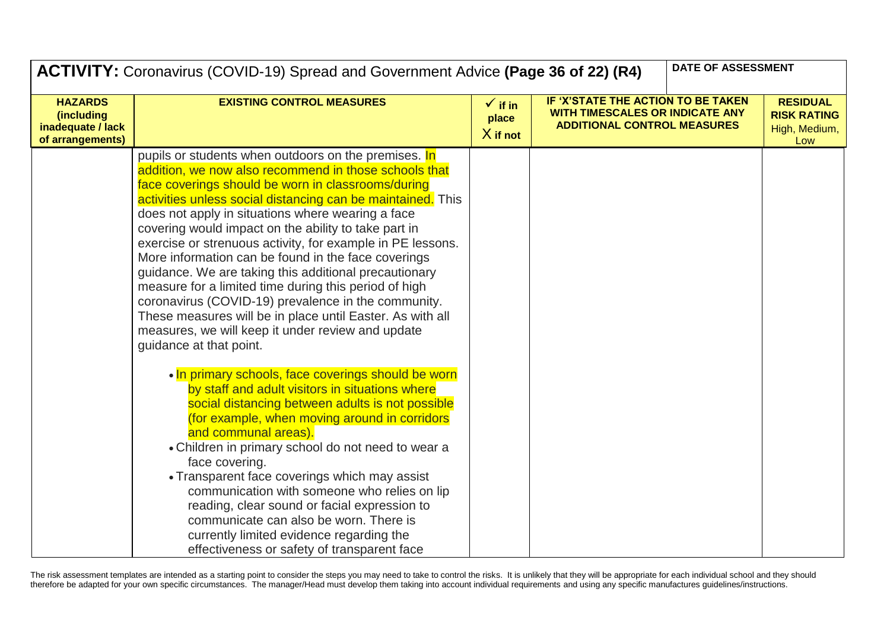| **ACTIVITY:** Coronavirus (COVID-19) Spread and Government Advice **(Page 36 of 22) (R4)** | | | | **DATE OF ASSESSMENT** |
|---|---|---|---|---|
| **HAZARDS (including inadequate / lack of arrangements)** | **EXISTING CONTROL MEASURES** | **✓ if in place X if not** | **IF 'X'STATE THE ACTION TO BE TAKEN WITH TIMESCALES OR INDICATE ANY ADDITIONAL CONTROL MEASURES** | **RESIDUAL RISK RATING** High, Medium, Low |
| | pupils or students when outdoors on the premises. In addition, we now also recommend in those schools that face coverings should be worn in classrooms/during activities unless social distancing can be maintained. This does not apply in situations where wearing a face covering would impact on the ability to take part in exercise or strenuous activity, for example in PE lessons. More information can be found in the face coverings guidance. We are taking this additional precautionary measure for a limited time during this period of high coronavirus (COVID-19) prevalence in the community. These measures will be in place until Easter. As with all measures, we will keep it under review and update guidance at that point.<br><br>• In primary schools, face coverings should be worn by staff and adult visitors in situations where social distancing between adults is not possible (for example, when moving around in corridors and communal areas).<br>• Children in primary school do not need to wear a face covering.<br>• Transparent face coverings which may assist communication with someone who relies on lip reading, clear sound or facial expression to communicate can also be worn. There is currently limited evidence regarding the effectiveness or safety of transparent face | | | |

The risk assessment templates are intended as a starting point to consider the steps you may need to take to control the risks. It is unlikely that they will be appropriate for each individual school and they should therefore be adapted for your own specific circumstances. The manager/Head must develop them taking into account individual requirements and using any specific manufactures guidelines/instructions.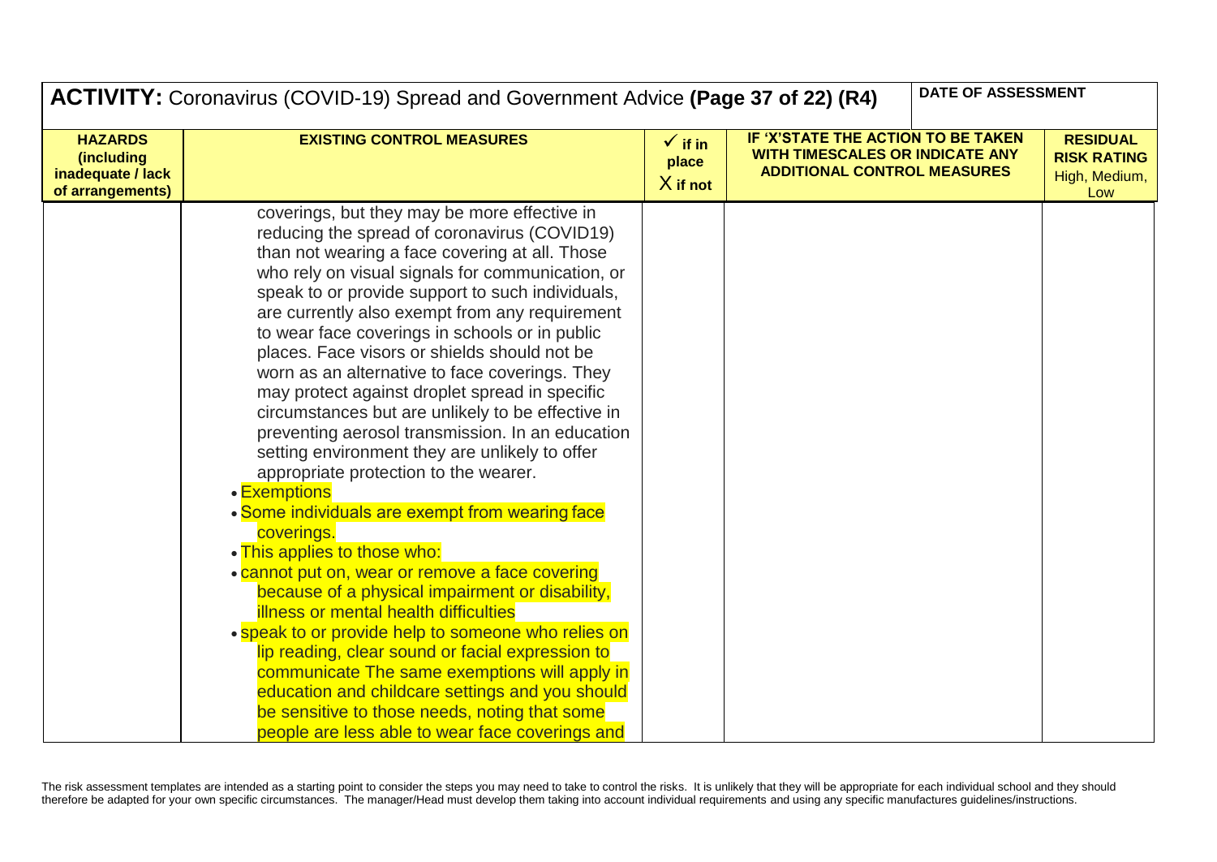| ACTIVITY: Coronavirus (COVID-19) Spread and Government Advice **(Page 37 of 22) (R4)** | | | | DATE OF ASSESSMENT |
|---|---|---|---|---|
| **HAZARDS (including inadequate / lack of arrangements)** | **EXISTING CONTROL MEASURES** | **✓ if in place X if not** | **IF 'X'STATE THE ACTION TO BE TAKEN WITH TIMESCALES OR INDICATE ANY ADDITIONAL CONTROL MEASURES** | **RESIDUAL RISK RATING** High, Medium, Low |
| | coverings, but they may be more effective in reducing the spread of coronavirus (COVID19) than not wearing a face covering at all. Those who rely on visual signals for communication, or speak to or provide support to such individuals, are currently also exempt from any requirement to wear face coverings in schools or in public places. Face visors or shields should not be worn as an alternative to face coverings. They may protect against droplet spread in specific circumstances but are unlikely to be effective in preventing aerosol transmission. In an education setting environment they are unlikely to offer appropriate protection to the wearer.<br>• Exemptions<br>• Some individuals are exempt from wearing face coverings.<br>• This applies to those who:<br>• cannot put on, wear or remove a face covering because of a physical impairment or disability, illness or mental health difficulties<br>• speak to or provide help to someone who relies on lip reading, clear sound or facial expression to communicate The same exemptions will apply in education and childcare settings and you should be sensitive to those needs, noting that some people are less able to wear face coverings and | | | |

The risk assessment templates are intended as a starting point to consider the steps you may need to take to control the risks. It is unlikely that they will be appropriate for each individual school and they should therefore be adapted for your own specific circumstances. The manager/Head must develop them taking into account individual requirements and using any specific manufactures guidelines/instructions.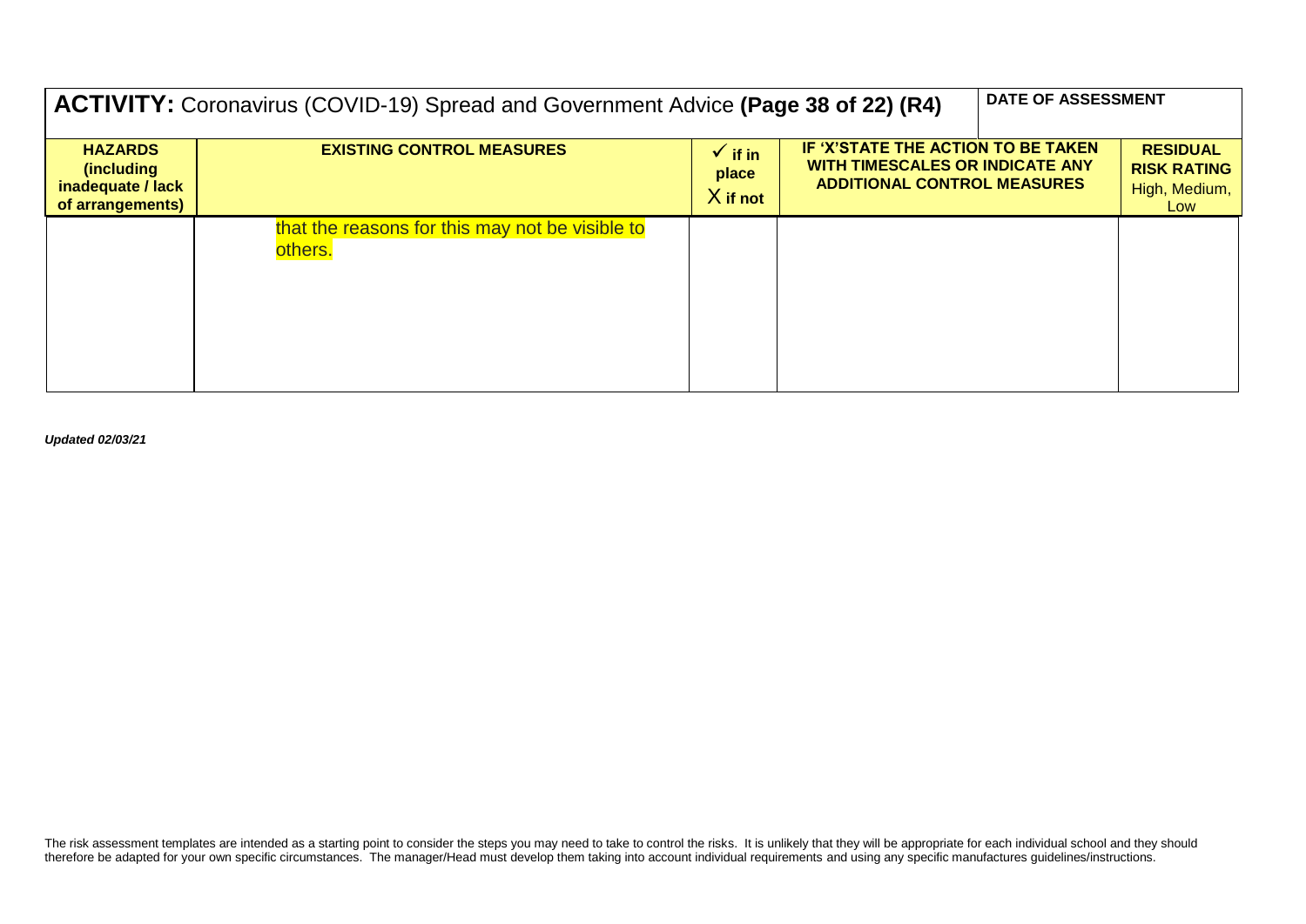| **ACTIVITY:** Coronavirus (COVID-19) Spread and Government Advice **(Page 38 of 22) (R4)** | | | | **DATE OF ASSESSMENT** |
|---|---|---|---|---|
| **HAZARDS (including inadequate / lack of arrangements)** | **EXISTING CONTROL MEASURES** | ✓ **if in place** X **if not** | **IF 'X'STATE THE ACTION TO BE TAKEN WITH TIMESCALES OR INDICATE ANY ADDITIONAL CONTROL MEASURES** | **RESIDUAL RISK RATING** High, Medium, Low |
| | that the reasons for this may not be visible to others. | | | |

***Updated 02/03/21***

The risk assessment templates are intended as a starting point to consider the steps you may need to take to control the risks. It is unlikely that they will be appropriate for each individual school and they should therefore be adapted for your own specific circumstances. The manager/Head must develop them taking into account individual requirements and using any specific manufactures guidelines/instructions.